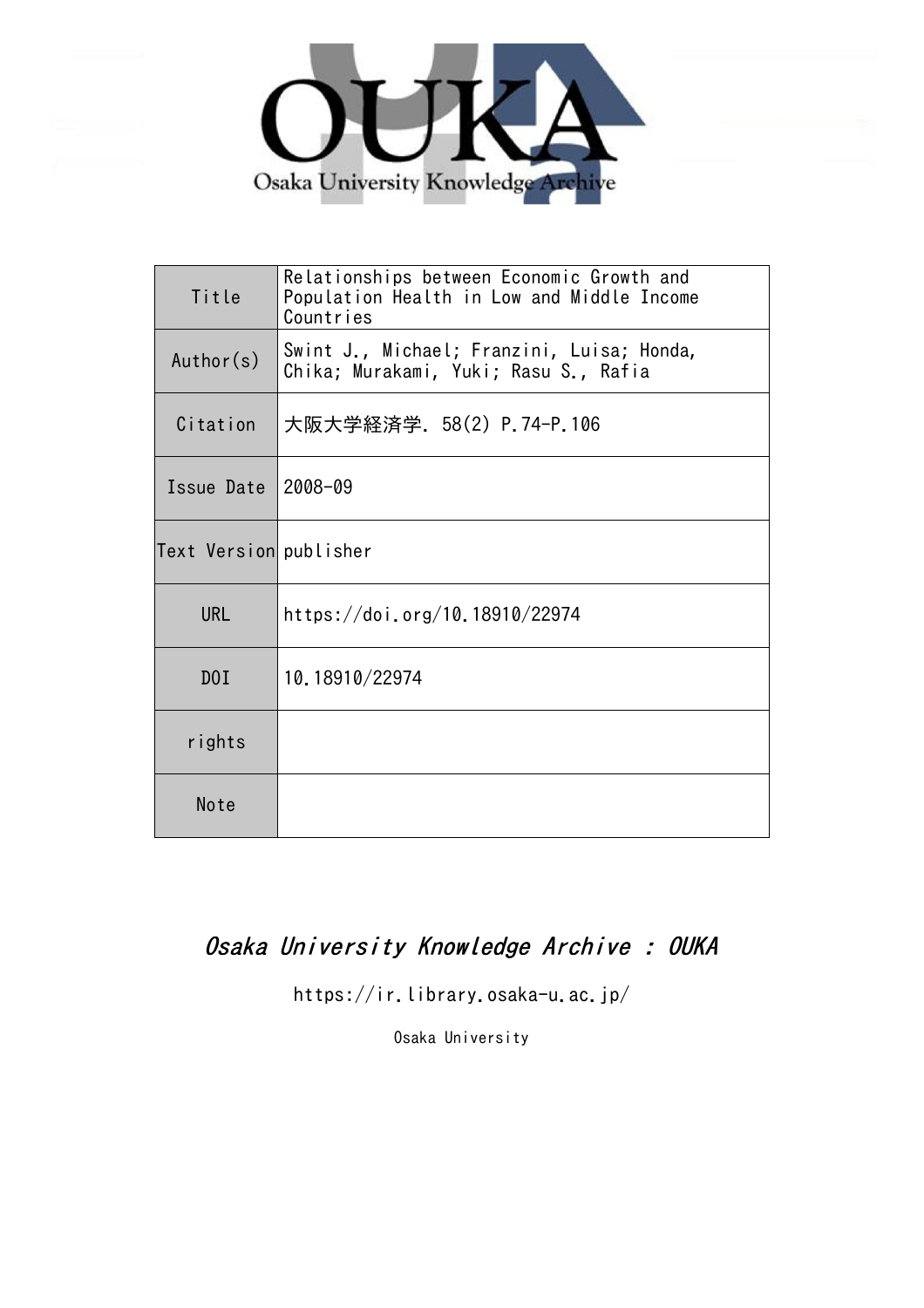Osaka University Knowledge Archive

| Title | Relationships between Economic Growth and Population Health in Low and Middle Income Countries |
| --- | --- |
| Author(s) | Swint J., Michael; Franzini, Luisa; Honda, Chika; Murakami, Yuki; Rasu S., Rafia |
| Citation | 大阪大学経済学. 58(2) P.74-P.106 |
| Issue Date | 2008-09 |
| Text Version | publisher |
| URL | https://doi.org/10.18910/22974 |
| DOI | 10.18910/22974 |
| rights | |
| Note | |

*Osaka University Knowledge Archive : OUKA*

https://ir.library.osaka-u.ac.jp/

Osaka University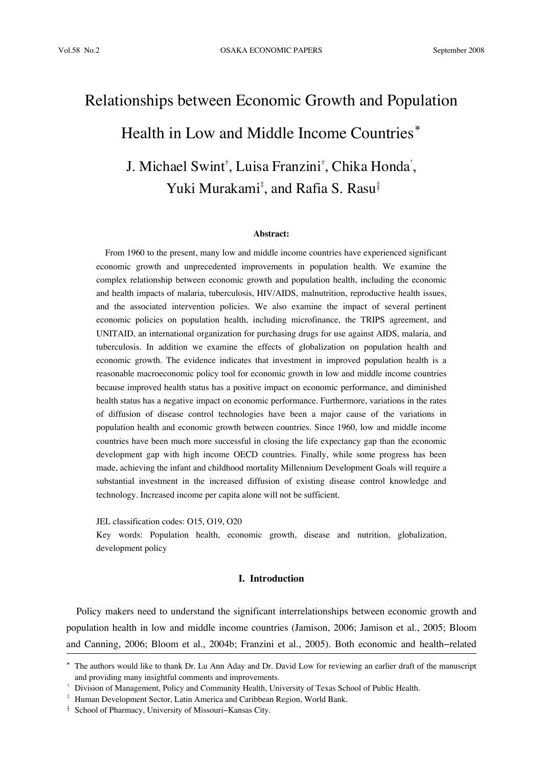# Relationships between Economic Growth and Population Health in Low and Middle Income Countries*

J. Michael Swint[†], Luisa Franzini[†], Chika Honda[†], Yuki Murakami[‡], and Rafia S. Rasu[‡]

**Abstract:**

From 1960 to the present, many low and middle income countries have experienced significant economic growth and unprecedented improvements in population health. We examine the complex relationship between economic growth and population health, including the economic and health impacts of malaria, tuberculosis, HIV/AIDS, malnutrition, reproductive health issues, and the associated intervention policies. We also examine the impact of several pertinent economic policies on population health, including microfinance, the TRIPS agreement, and UNITAID, an international organization for purchasing drugs for use against AIDS, malaria, and tuberculosis. In addition we examine the effects of globalization on population health and economic growth. The evidence indicates that investment in improved population health is a reasonable macroeconomic policy tool for economic growth in low and middle income countries because improved health status has a positive impact on economic performance, and diminished health status has a negative impact on economic performance. Furthermore, variations in the rates of diffusion of disease control technologies have been a major cause of the variations in population health and economic growth between countries. Since 1960, low and middle income countries have been much more successful in closing the life expectancy gap than the economic development gap with high income OECD countries. Finally, while some progress has been made, achieving the infant and childhood mortality Millennium Development Goals will require a substantial investment in the increased diffusion of existing disease control knowledge and technology. Increased income per capita alone will not be sufficient.

JEL classification codes: O15, O19, O20

Key words: Population health, economic growth, disease and nutrition, globalization, development policy

## I. Introduction

Policy makers need to understand the significant interrelationships between economic growth and population health in low and middle income countries (Jamison, 2006; Jamison et al., 2005; Bloom and Canning, 2006; Bloom et al., 2004b; Franzini et al., 2005). Both economic and health−related

---

* The authors would like to thank Dr. Lu Ann Aday and Dr. David Low for reviewing an earlier draft of the manuscript and providing many insightful comments and improvements.

† Division of Management, Policy and Community Health, University of Texas School of Public Health.

‡ Human Development Sector, Latin America and Caribbean Region, World Bank.

‡ School of Pharmacy, University of Missouri−Kansas City.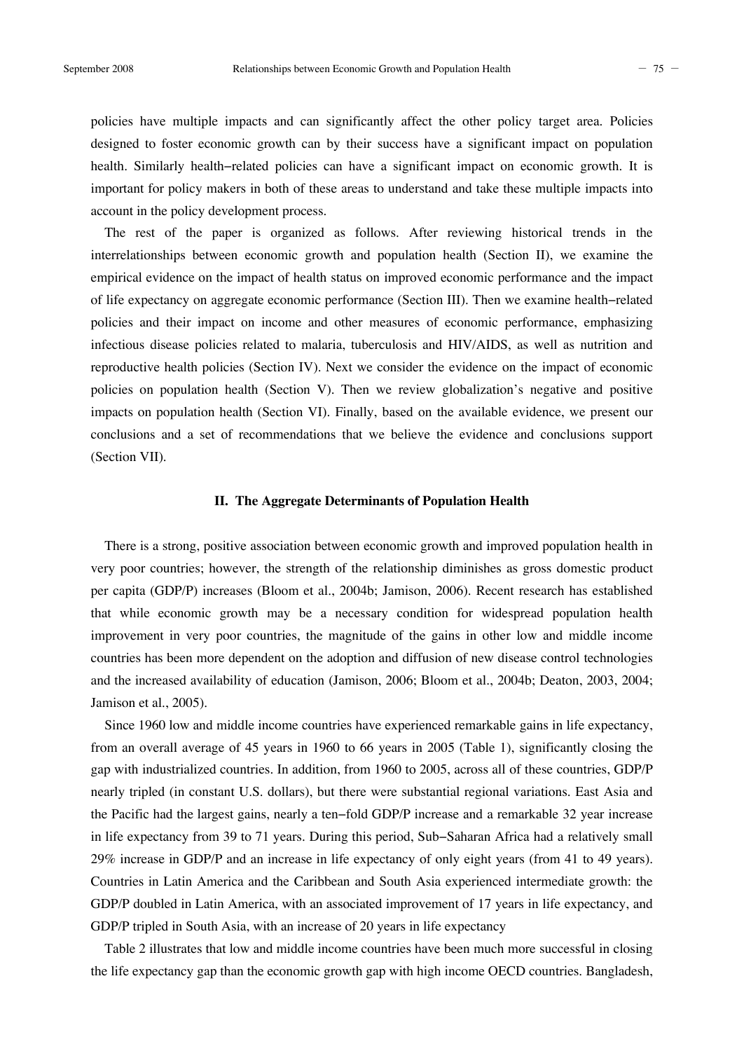policies have multiple impacts and can significantly affect the other policy target area. Policies designed to foster economic growth can by their success have a significant impact on population health. Similarly health−related policies can have a significant impact on economic growth. It is important for policy makers in both of these areas to understand and take these multiple impacts into account in the policy development process.

The rest of the paper is organized as follows. After reviewing historical trends in the interrelationships between economic growth and population health (Section II), we examine the empirical evidence on the impact of health status on improved economic performance and the impact of life expectancy on aggregate economic performance (Section III). Then we examine health−related policies and their impact on income and other measures of economic performance, emphasizing infectious disease policies related to malaria, tuberculosis and HIV/AIDS, as well as nutrition and reproductive health policies (Section IV). Next we consider the evidence on the impact of economic policies on population health (Section V). Then we review globalization's negative and positive impacts on population health (Section VI). Finally, based on the available evidence, we present our conclusions and a set of recommendations that we believe the evidence and conclusions support (Section VII).

## II. The Aggregate Determinants of Population Health

There is a strong, positive association between economic growth and improved population health in very poor countries; however, the strength of the relationship diminishes as gross domestic product per capita (GDP/P) increases (Bloom et al., 2004b; Jamison, 2006). Recent research has established that while economic growth may be a necessary condition for widespread population health improvement in very poor countries, the magnitude of the gains in other low and middle income countries has been more dependent on the adoption and diffusion of new disease control technologies and the increased availability of education (Jamison, 2006; Bloom et al., 2004b; Deaton, 2003, 2004; Jamison et al., 2005).

Since 1960 low and middle income countries have experienced remarkable gains in life expectancy, from an overall average of 45 years in 1960 to 66 years in 2005 (Table 1), significantly closing the gap with industrialized countries. In addition, from 1960 to 2005, across all of these countries, GDP/P nearly tripled (in constant U.S. dollars), but there were substantial regional variations. East Asia and the Pacific had the largest gains, nearly a ten−fold GDP/P increase and a remarkable 32 year increase in life expectancy from 39 to 71 years. During this period, Sub−Saharan Africa had a relatively small 29% increase in GDP/P and an increase in life expectancy of only eight years (from 41 to 49 years). Countries in Latin America and the Caribbean and South Asia experienced intermediate growth: the GDP/P doubled in Latin America, with an associated improvement of 17 years in life expectancy, and GDP/P tripled in South Asia, with an increase of 20 years in life expectancy

Table 2 illustrates that low and middle income countries have been much more successful in closing the life expectancy gap than the economic growth gap with high income OECD countries. Bangladesh,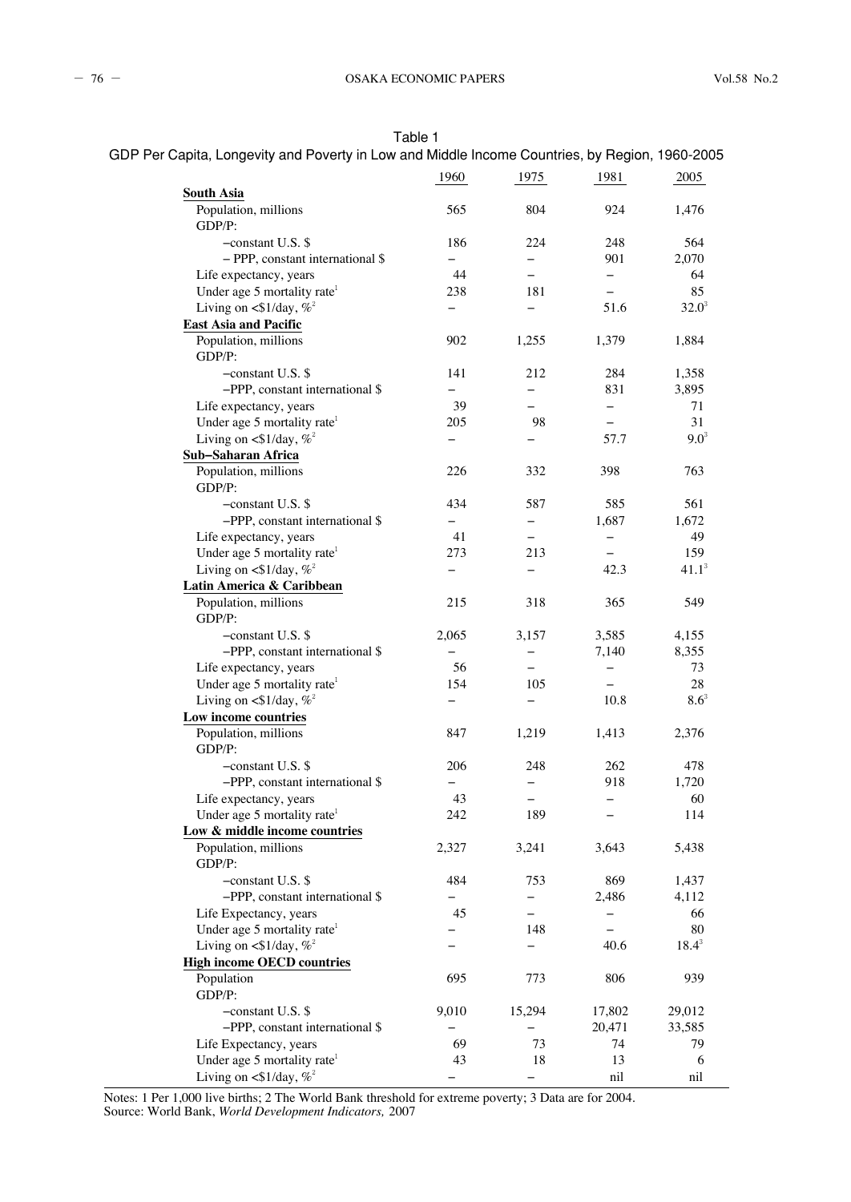Table 1
GDP Per Capita, Longevity and Poverty in Low and Middle Income Countries, by Region, 1960-2005

| | 1960 | 1975 | 1981 | 2005 |
|---|---|---|---|---|
| **South Asia** | | | | |
| Population, millions | 565 | 804 | 924 | 1,476 |
| GDP/P: | | | | |
| –constant U.S. $ | 186 | 224 | 248 | 564 |
| – PPP, constant international $ | – | – | 901 | 2,070 |
| Life expectancy, years | 44 | – | – | 64 |
| Under age 5 mortality rate[1] | 238 | 181 | – | 85 |
| Living on <$1/day, %[2] | – | – | 51.6 | 32.0[3] |
| **East Asia and Pacific** | | | | |
| Population, millions | 902 | 1,255 | 1,379 | 1,884 |
| GDP/P: | | | | |
| –constant U.S. $ | 141 | 212 | 284 | 1,358 |
| –PPP, constant international $ | – | – | 831 | 3,895 |
| Life expectancy, years | 39 | – | – | 71 |
| Under age 5 mortality rate[1] | 205 | 98 | – | 31 |
| Living on <$1/day, %[2] | – | – | 57.7 | 9.0[3] |
| **Sub–Saharan Africa** | | | | |
| Population, millions | 226 | 332 | 398 | 763 |
| GDP/P: | | | | |
| –constant U.S. $ | 434 | 587 | 585 | 561 |
| –PPP, constant international $ | – | – | 1,687 | 1,672 |
| Life expectancy, years | 41 | – | – | 49 |
| Under age 5 mortality rate[1] | 273 | 213 | – | 159 |
| Living on <$1/day, %[2] | – | – | 42.3 | 41.1[3] |
| **Latin America & Caribbean** | | | | |
| Population, millions | 215 | 318 | 365 | 549 |
| GDP/P: | | | | |
| –constant U.S. $ | 2,065 | 3,157 | 3,585 | 4,155 |
| –PPP, constant international $ | – | – | 7,140 | 8,355 |
| Life expectancy, years | 56 | – | – | 73 |
| Under age 5 mortality rate[1] | 154 | 105 | – | 28 |
| Living on <$1/day, %[2] | – | – | 10.8 | 8.6[3] |
| **Low income countries** | | | | |
| Population, millions | 847 | 1,219 | 1,413 | 2,376 |
| GDP/P: | | | | |
| –constant U.S. $ | 206 | 248 | 262 | 478 |
| –PPP, constant international $ | – | – | 918 | 1,720 |
| Life expectancy, years | 43 | – | – | 60 |
| Under age 5 mortality rate[1] | 242 | 189 | – | 114 |
| **Low & middle income countries** | | | | |
| Population, millions | 2,327 | 3,241 | 3,643 | 5,438 |
| GDP/P: | | | | |
| –constant U.S. $ | 484 | 753 | 869 | 1,437 |
| –PPP, constant international $ | – | – | 2,486 | 4,112 |
| Life Expectancy, years | 45 | – | – | 66 |
| Under age 5 mortality rate[1] | – | 148 | – | 80 |
| Living on <$1/day, %[2] | – | – | 40.6 | 18.4[3] |
| **High income OECD countries** | | | | |
| Population | 695 | 773 | 806 | 939 |
| GDP/P: | | | | |
| –constant U.S. $ | 9,010 | 15,294 | 17,802 | 29,012 |
| –PPP, constant international $ | – | – | 20,471 | 33,585 |
| Life Expectancy, years | 69 | 73 | 74 | 79 |
| Under age 5 mortality rate[1] | 43 | 18 | 13 | 6 |
| Living on <$1/day, %[2] | – | – | nil | nil |

Notes: 1 Per 1,000 live births; 2 The World Bank threshold for extreme poverty; 3 Data are for 2004.
Source: World Bank, *World Development Indicators,* 2007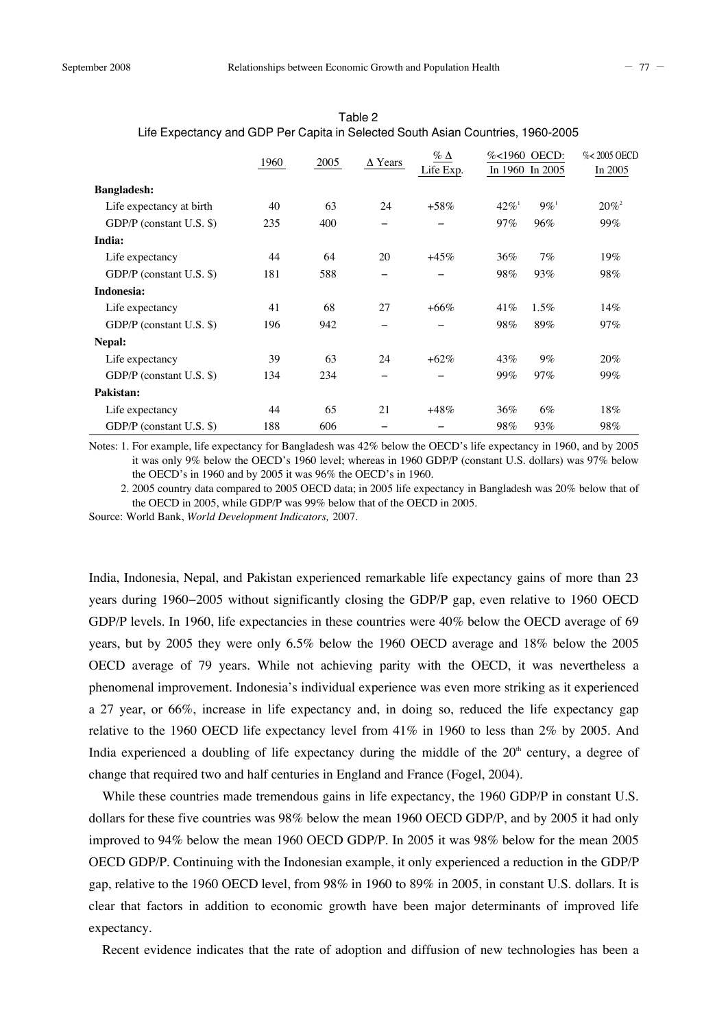Table 2
Life Expectancy and GDP Per Capita in Selected South Asian Countries, 1960-2005

| | 1960 | 2005 | Δ Years | % Δ Life Exp. | %<1960 OECD: In 1960 | %<1960 OECD: In 2005 | %< 2005 OECD In 2005 |
|---|---|---|---|---|---|---|---|
| **Bangladesh:** | | | | | | | |
| Life expectancy at birth | 40 | 63 | 24 | +58% | 42%[1] | 9%[1] | 20%[2] |
| GDP/P (constant U.S. $) | 235 | 400 | – | – | 97% | 96% | 99% |
| **India:** | | | | | | | |
| Life expectancy | 44 | 64 | 20 | +45% | 36% | 7% | 19% |
| GDP/P (constant U.S. $) | 181 | 588 | – | – | 98% | 93% | 98% |
| **Indonesia:** | | | | | | | |
| Life expectancy | 41 | 68 | 27 | +66% | 41% | 1.5% | 14% |
| GDP/P (constant U.S. $) | 196 | 942 | – | – | 98% | 89% | 97% |
| **Nepal:** | | | | | | | |
| Life expectancy | 39 | 63 | 24 | +62% | 43% | 9% | 20% |
| GDP/P (constant U.S. $) | 134 | 234 | – | – | 99% | 97% | 99% |
| **Pakistan:** | | | | | | | |
| Life expectancy | 44 | 65 | 21 | +48% | 36% | 6% | 18% |
| GDP/P (constant U.S. $) | 188 | 606 | – | – | 98% | 93% | 98% |

Notes: 1. For example, life expectancy for Bangladesh was 42% below the OECD's life expectancy in 1960, and by 2005 it was only 9% below the OECD's 1960 level; whereas in 1960 GDP/P (constant U.S. dollars) was 97% below the OECD's in 1960 and by 2005 it was 96% the OECD's in 1960.

2. 2005 country data compared to 2005 OECD data; in 2005 life expectancy in Bangladesh was 20% below that of the OECD in 2005, while GDP/P was 99% below that of the OECD in 2005.

Source: World Bank, *World Development Indicators,* 2007.

India, Indonesia, Nepal, and Pakistan experienced remarkable life expectancy gains of more than 23 years during 1960–2005 without significantly closing the GDP/P gap, even relative to 1960 OECD GDP/P levels. In 1960, life expectancies in these countries were 40% below the OECD average of 69 years, but by 2005 they were only 6.5% below the 1960 OECD average and 18% below the 2005 OECD average of 79 years. While not achieving parity with the OECD, it was nevertheless a phenomenal improvement. Indonesia's individual experience was even more striking as it experienced a 27 year, or 66%, increase in life expectancy and, in doing so, reduced the life expectancy gap relative to the 1960 OECD life expectancy level from 41% in 1960 to less than 2% by 2005. And India experienced a doubling of life expectancy during the middle of the 20th century, a degree of change that required two and half centuries in England and France (Fogel, 2004).

While these countries made tremendous gains in life expectancy, the 1960 GDP/P in constant U.S. dollars for these five countries was 98% below the mean 1960 OECD GDP/P, and by 2005 it had only improved to 94% below the mean 1960 OECD GDP/P. In 2005 it was 98% below for the mean 2005 OECD GDP/P. Continuing with the Indonesian example, it only experienced a reduction in the GDP/P gap, relative to the 1960 OECD level, from 98% in 1960 to 89% in 2005, in constant U.S. dollars. It is clear that factors in addition to economic growth have been major determinants of improved life expectancy.

Recent evidence indicates that the rate of adoption and diffusion of new technologies has been a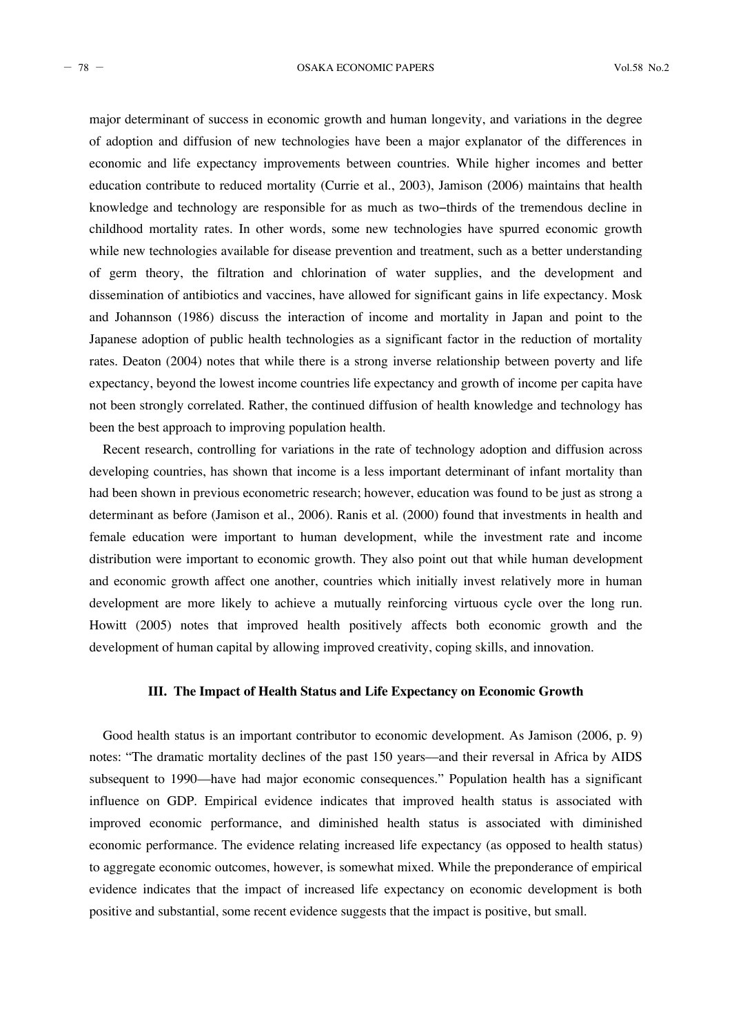major determinant of success in economic growth and human longevity, and variations in the degree of adoption and diffusion of new technologies have been a major explanator of the differences in economic and life expectancy improvements between countries. While higher incomes and better education contribute to reduced mortality (Currie et al., 2003), Jamison (2006) maintains that health knowledge and technology are responsible for as much as two–thirds of the tremendous decline in childhood mortality rates. In other words, some new technologies have spurred economic growth while new technologies available for disease prevention and treatment, such as a better understanding of germ theory, the filtration and chlorination of water supplies, and the development and dissemination of antibiotics and vaccines, have allowed for significant gains in life expectancy. Mosk and Johannson (1986) discuss the interaction of income and mortality in Japan and point to the Japanese adoption of public health technologies as a significant factor in the reduction of mortality rates. Deaton (2004) notes that while there is a strong inverse relationship between poverty and life expectancy, beyond the lowest income countries life expectancy and growth of income per capita have not been strongly correlated. Rather, the continued diffusion of health knowledge and technology has been the best approach to improving population health.

Recent research, controlling for variations in the rate of technology adoption and diffusion across developing countries, has shown that income is a less important determinant of infant mortality than had been shown in previous econometric research; however, education was found to be just as strong a determinant as before (Jamison et al., 2006). Ranis et al. (2000) found that investments in health and female education were important to human development, while the investment rate and income distribution were important to economic growth. They also point out that while human development and economic growth affect one another, countries which initially invest relatively more in human development are more likely to achieve a mutually reinforcing virtuous cycle over the long run. Howitt (2005) notes that improved health positively affects both economic growth and the development of human capital by allowing improved creativity, coping skills, and innovation.

## III. The Impact of Health Status and Life Expectancy on Economic Growth

Good health status is an important contributor to economic development. As Jamison (2006, p. 9) notes: "The dramatic mortality declines of the past 150 years—and their reversal in Africa by AIDS subsequent to 1990—have had major economic consequences." Population health has a significant influence on GDP. Empirical evidence indicates that improved health status is associated with improved economic performance, and diminished health status is associated with diminished economic performance. The evidence relating increased life expectancy (as opposed to health status) to aggregate economic outcomes, however, is somewhat mixed. While the preponderance of empirical evidence indicates that the impact of increased life expectancy on economic development is both positive and substantial, some recent evidence suggests that the impact is positive, but small.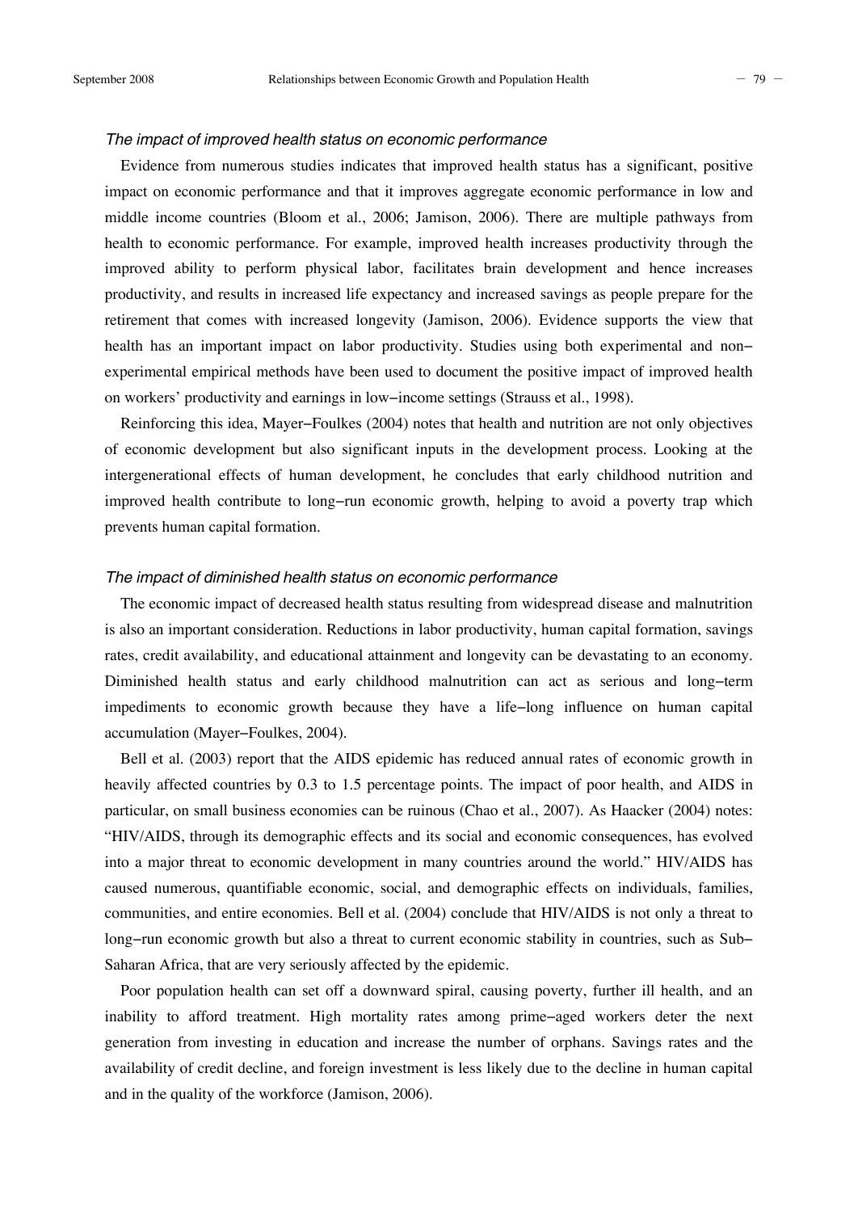### *The impact of improved health status on economic performance*

Evidence from numerous studies indicates that improved health status has a significant, positive impact on economic performance and that it improves aggregate economic performance in low and middle income countries (Bloom et al., 2006; Jamison, 2006). There are multiple pathways from health to economic performance. For example, improved health increases productivity through the improved ability to perform physical labor, facilitates brain development and hence increases productivity, and results in increased life expectancy and increased savings as people prepare for the retirement that comes with increased longevity (Jamison, 2006). Evidence supports the view that health has an important impact on labor productivity. Studies using both experimental and non–experimental empirical methods have been used to document the positive impact of improved health on workers' productivity and earnings in low–income settings (Strauss et al., 1998).

Reinforcing this idea, Mayer–Foulkes (2004) notes that health and nutrition are not only objectives of economic development but also significant inputs in the development process. Looking at the intergenerational effects of human development, he concludes that early childhood nutrition and improved health contribute to long–run economic growth, helping to avoid a poverty trap which prevents human capital formation.

### *The impact of diminished health status on economic performance*

The economic impact of decreased health status resulting from widespread disease and malnutrition is also an important consideration. Reductions in labor productivity, human capital formation, savings rates, credit availability, and educational attainment and longevity can be devastating to an economy. Diminished health status and early childhood malnutrition can act as serious and long–term impediments to economic growth because they have a life–long influence on human capital accumulation (Mayer–Foulkes, 2004).

Bell et al. (2003) report that the AIDS epidemic has reduced annual rates of economic growth in heavily affected countries by 0.3 to 1.5 percentage points. The impact of poor health, and AIDS in particular, on small business economies can be ruinous (Chao et al., 2007). As Haacker (2004) notes: "HIV/AIDS, through its demographic effects and its social and economic consequences, has evolved into a major threat to economic development in many countries around the world." HIV/AIDS has caused numerous, quantifiable economic, social, and demographic effects on individuals, families, communities, and entire economies. Bell et al. (2004) conclude that HIV/AIDS is not only a threat to long–run economic growth but also a threat to current economic stability in countries, such as Sub–Saharan Africa, that are very seriously affected by the epidemic.

Poor population health can set off a downward spiral, causing poverty, further ill health, and an inability to afford treatment. High mortality rates among prime–aged workers deter the next generation from investing in education and increase the number of orphans. Savings rates and the availability of credit decline, and foreign investment is less likely due to the decline in human capital and in the quality of the workforce (Jamison, 2006).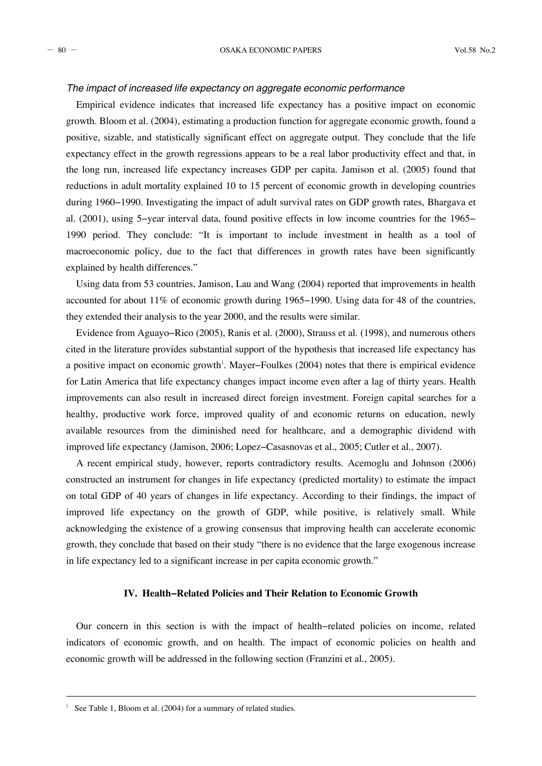*The impact of increased life expectancy on aggregate economic performance*

Empirical evidence indicates that increased life expectancy has a positive impact on economic growth. Bloom et al. (2004), estimating a production function for aggregate economic growth, found a positive, sizable, and statistically significant effect on aggregate output. They conclude that the life expectancy effect in the growth regressions appears to be a real labor productivity effect and that, in the long run, increased life expectancy increases GDP per capita. Jamison et al. (2005) found that reductions in adult mortality explained 10 to 15 percent of economic growth in developing countries during 1960−1990. Investigating the impact of adult survival rates on GDP growth rates, Bhargava et al. (2001), using 5−year interval data, found positive effects in low income countries for the 1965−1990 period. They conclude: "It is important to include investment in health as a tool of macroeconomic policy, due to the fact that differences in growth rates have been significantly explained by health differences."

Using data from 53 countries, Jamison, Lau and Wang (2004) reported that improvements in health accounted for about 11% of economic growth during 1965−1990. Using data for 48 of the countries, they extended their analysis to the year 2000, and the results were similar.

Evidence from Aguayo−Rico (2005), Ranis et al. (2000), Strauss et al. (1998), and numerous others cited in the literature provides substantial support of the hypothesis that increased life expectancy has a positive impact on economic growth[1]. Mayer−Foulkes (2004) notes that there is empirical evidence for Latin America that life expectancy changes impact income even after a lag of thirty years. Health improvements can also result in increased direct foreign investment. Foreign capital searches for a healthy, productive work force, improved quality of and economic returns on education, newly available resources from the diminished need for healthcare, and a demographic dividend with improved life expectancy (Jamison, 2006; Lopez−Casasnovas et al., 2005; Cutler et al., 2007).

A recent empirical study, however, reports contradictory results. Acemoglu and Johnson (2006) constructed an instrument for changes in life expectancy (predicted mortality) to estimate the impact on total GDP of 40 years of changes in life expectancy. According to their findings, the impact of improved life expectancy on the growth of GDP, while positive, is relatively small. While acknowledging the existence of a growing consensus that improving health can accelerate economic growth, they conclude that based on their study "there is no evidence that the large exogenous increase in life expectancy led to a significant increase in per capita economic growth."

## IV. Health−Related Policies and Their Relation to Economic Growth

Our concern in this section is with the impact of health−related policies on income, related indicators of economic growth, and on health. The impact of economic policies on health and economic growth will be addressed in the following section (Franzini et al., 2005).

[1] See Table 1, Bloom et al. (2004) for a summary of related studies.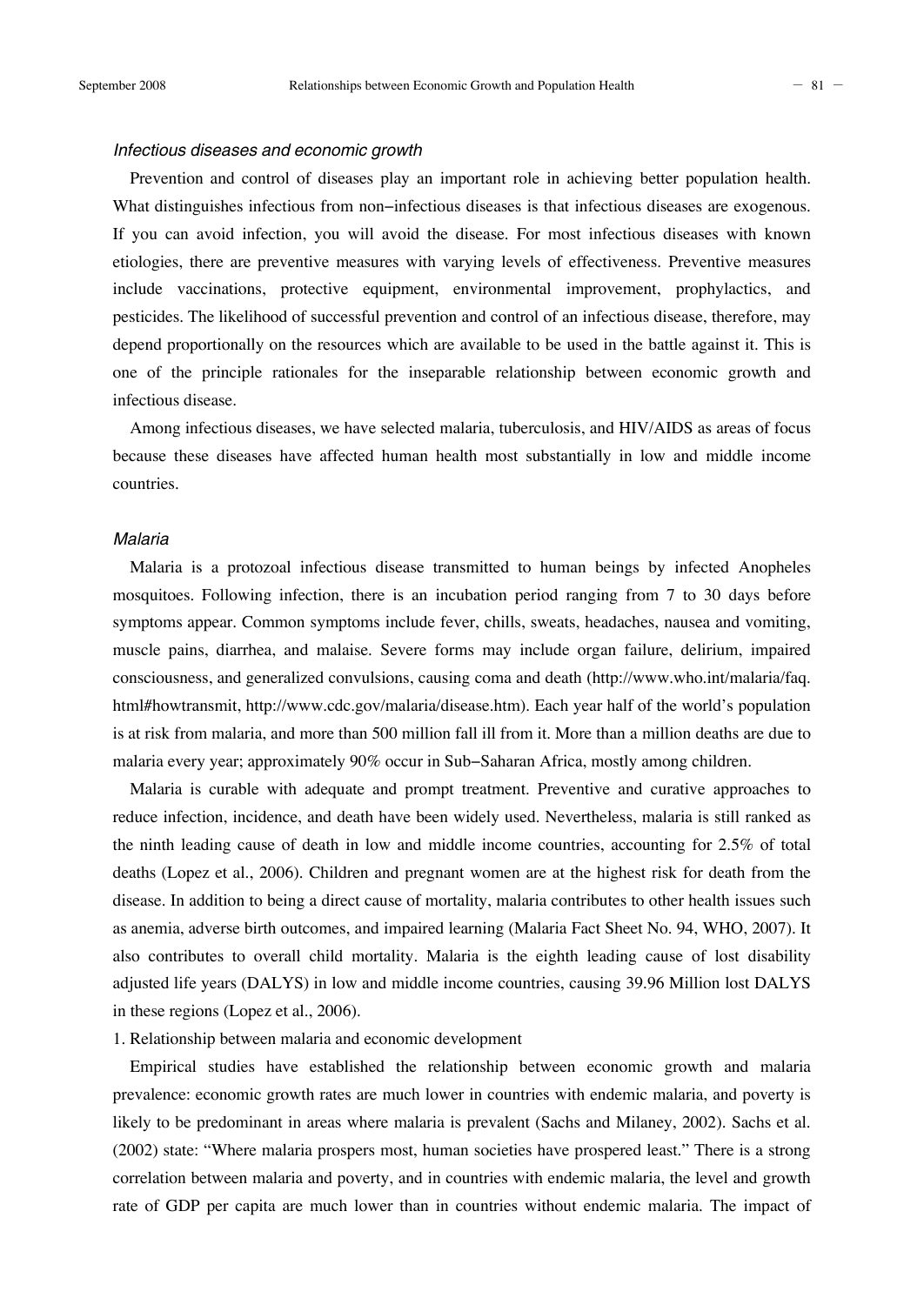### *Infectious diseases and economic growth*

Prevention and control of diseases play an important role in achieving better population health. What distinguishes infectious from non−infectious diseases is that infectious diseases are exogenous. If you can avoid infection, you will avoid the disease. For most infectious diseases with known etiologies, there are preventive measures with varying levels of effectiveness. Preventive measures include vaccinations, protective equipment, environmental improvement, prophylactics, and pesticides. The likelihood of successful prevention and control of an infectious disease, therefore, may depend proportionally on the resources which are available to be used in the battle against it. This is one of the principle rationales for the inseparable relationship between economic growth and infectious disease.

Among infectious diseases, we have selected malaria, tuberculosis, and HIV/AIDS as areas of focus because these diseases have affected human health most substantially in low and middle income countries.

### *Malaria*

Malaria is a protozoal infectious disease transmitted to human beings by infected Anopheles mosquitoes. Following infection, there is an incubation period ranging from 7 to 30 days before symptoms appear. Common symptoms include fever, chills, sweats, headaches, nausea and vomiting, muscle pains, diarrhea, and malaise. Severe forms may include organ failure, delirium, impaired consciousness, and generalized convulsions, causing coma and death (http://www.who.int/malaria/faq.html#howtransmit, http://www.cdc.gov/malaria/disease.htm). Each year half of the world's population is at risk from malaria, and more than 500 million fall ill from it. More than a million deaths are due to malaria every year; approximately 90% occur in Sub−Saharan Africa, mostly among children.

Malaria is curable with adequate and prompt treatment. Preventive and curative approaches to reduce infection, incidence, and death have been widely used. Nevertheless, malaria is still ranked as the ninth leading cause of death in low and middle income countries, accounting for 2.5% of total deaths (Lopez et al., 2006). Children and pregnant women are at the highest risk for death from the disease. In addition to being a direct cause of mortality, malaria contributes to other health issues such as anemia, adverse birth outcomes, and impaired learning (Malaria Fact Sheet No. 94, WHO, 2007). It also contributes to overall child mortality. Malaria is the eighth leading cause of lost disability adjusted life years (DALYS) in low and middle income countries, causing 39.96 Million lost DALYS in these regions (Lopez et al., 2006).

1. Relationship between malaria and economic development

Empirical studies have established the relationship between economic growth and malaria prevalence: economic growth rates are much lower in countries with endemic malaria, and poverty is likely to be predominant in areas where malaria is prevalent (Sachs and Milaney, 2002). Sachs et al. (2002) state: "Where malaria prospers most, human societies have prospered least." There is a strong correlation between malaria and poverty, and in countries with endemic malaria, the level and growth rate of GDP per capita are much lower than in countries without endemic malaria. The impact of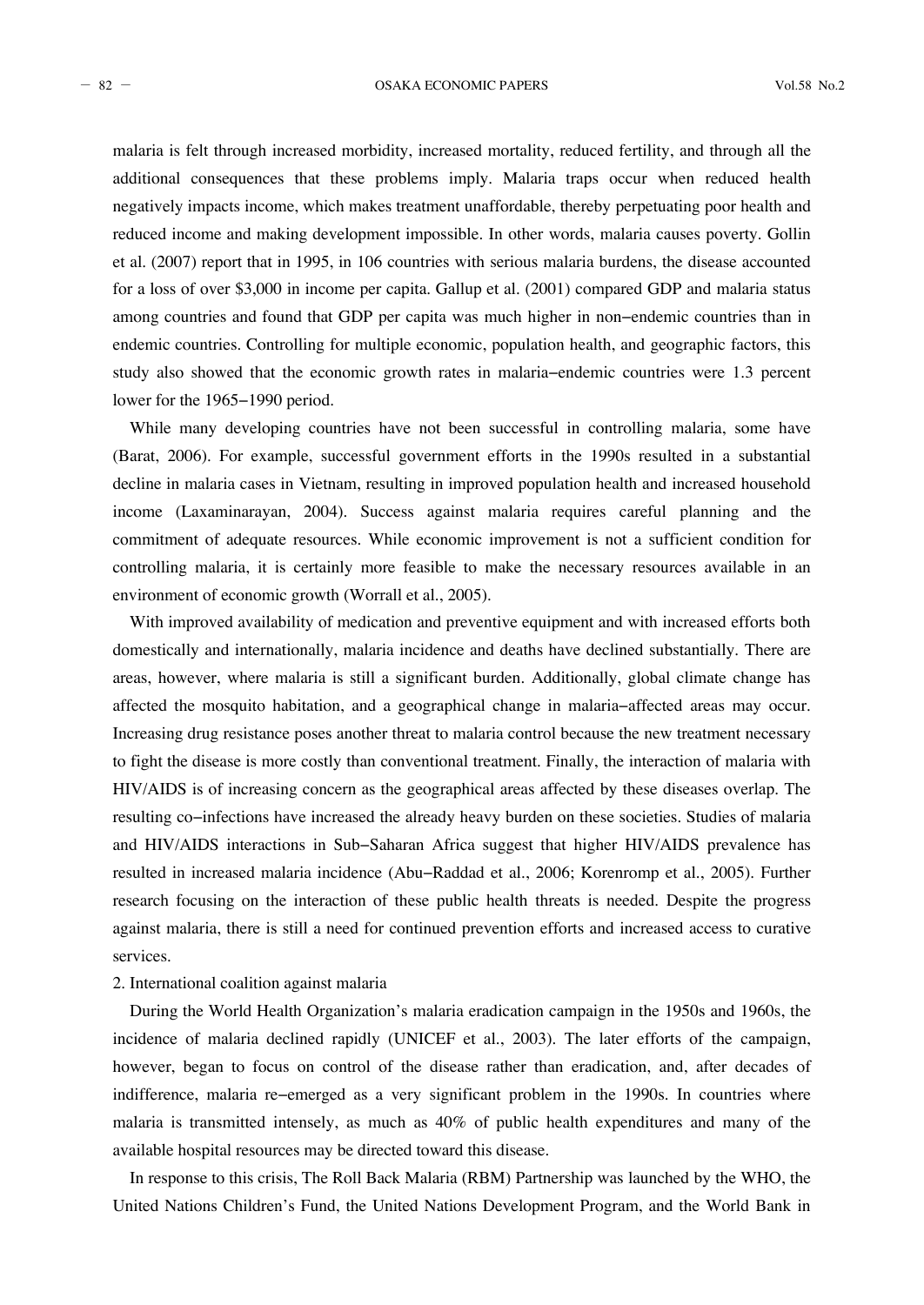malaria is felt through increased morbidity, increased mortality, reduced fertility, and through all the additional consequences that these problems imply. Malaria traps occur when reduced health negatively impacts income, which makes treatment unaffordable, thereby perpetuating poor health and reduced income and making development impossible. In other words, malaria causes poverty. Gollin et al. (2007) report that in 1995, in 106 countries with serious malaria burdens, the disease accounted for a loss of over $3,000 in income per capita. Gallup et al. (2001) compared GDP and malaria status among countries and found that GDP per capita was much higher in non−endemic countries than in endemic countries. Controlling for multiple economic, population health, and geographic factors, this study also showed that the economic growth rates in malaria−endemic countries were 1.3 percent lower for the 1965−1990 period.

While many developing countries have not been successful in controlling malaria, some have (Barat, 2006). For example, successful government efforts in the 1990s resulted in a substantial decline in malaria cases in Vietnam, resulting in improved population health and increased household income (Laxaminarayan, 2004). Success against malaria requires careful planning and the commitment of adequate resources. While economic improvement is not a sufficient condition for controlling malaria, it is certainly more feasible to make the necessary resources available in an environment of economic growth (Worrall et al., 2005).

With improved availability of medication and preventive equipment and with increased efforts both domestically and internationally, malaria incidence and deaths have declined substantially. There are areas, however, where malaria is still a significant burden. Additionally, global climate change has affected the mosquito habitation, and a geographical change in malaria−affected areas may occur. Increasing drug resistance poses another threat to malaria control because the new treatment necessary to fight the disease is more costly than conventional treatment. Finally, the interaction of malaria with HIV/AIDS is of increasing concern as the geographical areas affected by these diseases overlap. The resulting co−infections have increased the already heavy burden on these societies. Studies of malaria and HIV/AIDS interactions in Sub−Saharan Africa suggest that higher HIV/AIDS prevalence has resulted in increased malaria incidence (Abu−Raddad et al., 2006; Korenromp et al., 2005). Further research focusing on the interaction of these public health threats is needed. Despite the progress against malaria, there is still a need for continued prevention efforts and increased access to curative services.

## 2. International coalition against malaria

During the World Health Organization's malaria eradication campaign in the 1950s and 1960s, the incidence of malaria declined rapidly (UNICEF et al., 2003). The later efforts of the campaign, however, began to focus on control of the disease rather than eradication, and, after decades of indifference, malaria re−emerged as a very significant problem in the 1990s. In countries where malaria is transmitted intensely, as much as 40% of public health expenditures and many of the available hospital resources may be directed toward this disease.

In response to this crisis, The Roll Back Malaria (RBM) Partnership was launched by the WHO, the United Nations Children's Fund, the United Nations Development Program, and the World Bank in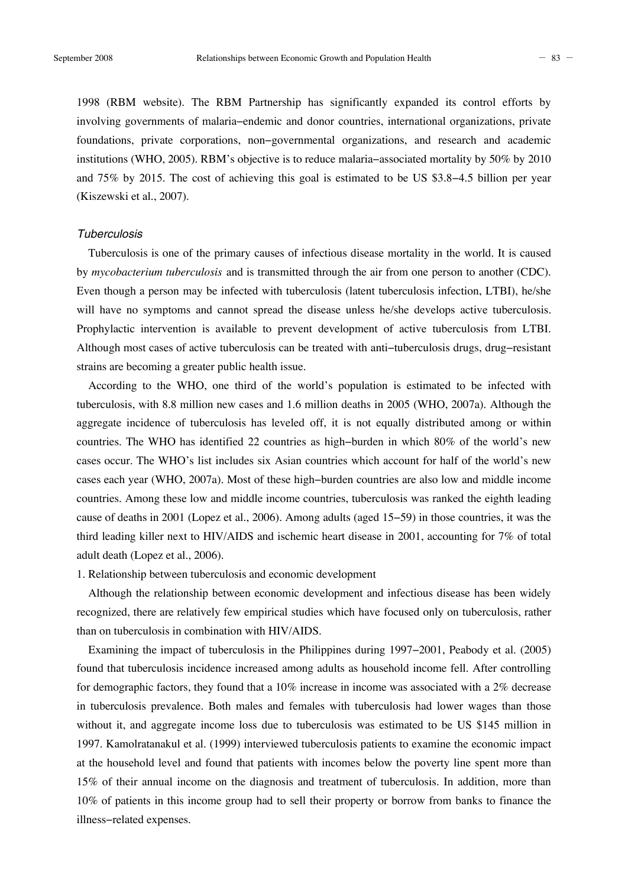1998 (RBM website). The RBM Partnership has significantly expanded its control efforts by involving governments of malaria–endemic and donor countries, international organizations, private foundations, private corporations, non–governmental organizations, and research and academic institutions (WHO, 2005). RBM's objective is to reduce malaria–associated mortality by 50% by 2010 and 75% by 2015. The cost of achieving this goal is estimated to be US $3.8–4.5 billion per year (Kiszewski et al., 2007).

### *Tuberculosis*

Tuberculosis is one of the primary causes of infectious disease mortality in the world. It is caused by *mycobacterium tuberculosis* and is transmitted through the air from one person to another (CDC). Even though a person may be infected with tuberculosis (latent tuberculosis infection, LTBI), he/she will have no symptoms and cannot spread the disease unless he/she develops active tuberculosis. Prophylactic intervention is available to prevent development of active tuberculosis from LTBI. Although most cases of active tuberculosis can be treated with anti–tuberculosis drugs, drug–resistant strains are becoming a greater public health issue.

According to the WHO, one third of the world's population is estimated to be infected with tuberculosis, with 8.8 million new cases and 1.6 million deaths in 2005 (WHO, 2007a). Although the aggregate incidence of tuberculosis has leveled off, it is not equally distributed among or within countries. The WHO has identified 22 countries as high–burden in which 80% of the world's new cases occur. The WHO's list includes six Asian countries which account for half of the world's new cases each year (WHO, 2007a). Most of these high–burden countries are also low and middle income countries. Among these low and middle income countries, tuberculosis was ranked the eighth leading cause of deaths in 2001 (Lopez et al., 2006). Among adults (aged 15–59) in those countries, it was the third leading killer next to HIV/AIDS and ischemic heart disease in 2001, accounting for 7% of total adult death (Lopez et al., 2006).

1. Relationship between tuberculosis and economic development

Although the relationship between economic development and infectious disease has been widely recognized, there are relatively few empirical studies which have focused only on tuberculosis, rather than on tuberculosis in combination with HIV/AIDS.

Examining the impact of tuberculosis in the Philippines during 1997–2001, Peabody et al. (2005) found that tuberculosis incidence increased among adults as household income fell. After controlling for demographic factors, they found that a 10% increase in income was associated with a 2% decrease in tuberculosis prevalence. Both males and females with tuberculosis had lower wages than those without it, and aggregate income loss due to tuberculosis was estimated to be US $145 million in 1997. Kamolratanakul et al. (1999) interviewed tuberculosis patients to examine the economic impact at the household level and found that patients with incomes below the poverty line spent more than 15% of their annual income on the diagnosis and treatment of tuberculosis. In addition, more than 10% of patients in this income group had to sell their property or borrow from banks to finance the illness–related expenses.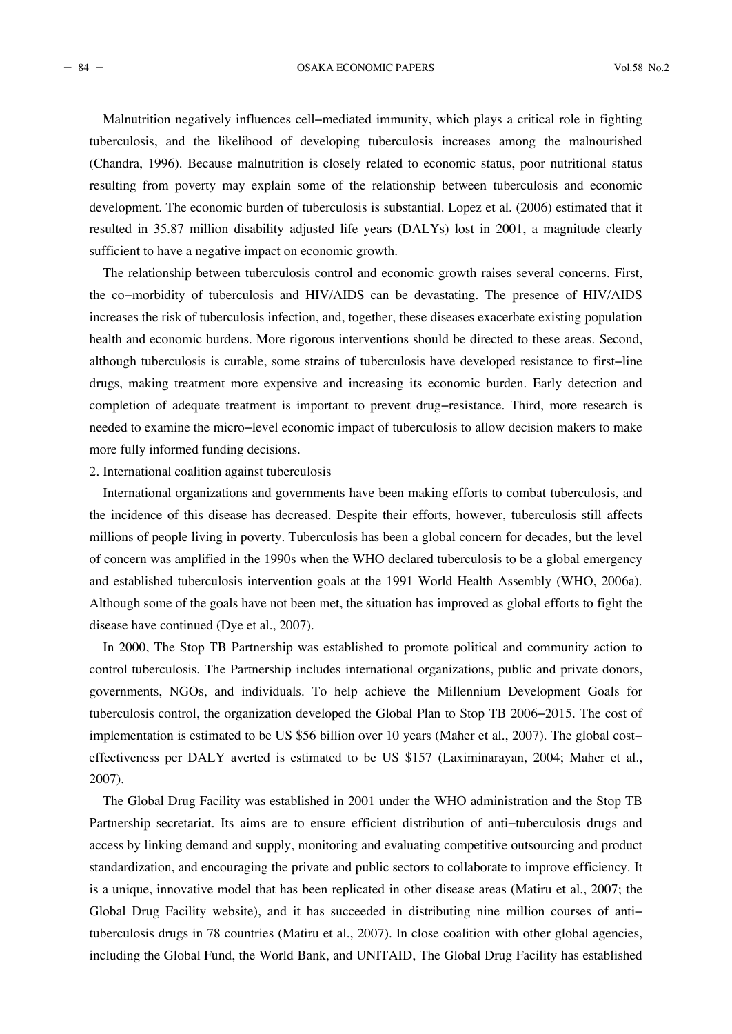Malnutrition negatively influences cell−mediated immunity, which plays a critical role in fighting tuberculosis, and the likelihood of developing tuberculosis increases among the malnourished (Chandra, 1996). Because malnutrition is closely related to economic status, poor nutritional status resulting from poverty may explain some of the relationship between tuberculosis and economic development. The economic burden of tuberculosis is substantial. Lopez et al. (2006) estimated that it resulted in 35.87 million disability adjusted life years (DALYs) lost in 2001, a magnitude clearly sufficient to have a negative impact on economic growth.

The relationship between tuberculosis control and economic growth raises several concerns. First, the co−morbidity of tuberculosis and HIV/AIDS can be devastating. The presence of HIV/AIDS increases the risk of tuberculosis infection, and, together, these diseases exacerbate existing population health and economic burdens. More rigorous interventions should be directed to these areas. Second, although tuberculosis is curable, some strains of tuberculosis have developed resistance to first−line drugs, making treatment more expensive and increasing its economic burden. Early detection and completion of adequate treatment is important to prevent drug−resistance. Third, more research is needed to examine the micro−level economic impact of tuberculosis to allow decision makers to make more fully informed funding decisions.

2. International coalition against tuberculosis

International organizations and governments have been making efforts to combat tuberculosis, and the incidence of this disease has decreased. Despite their efforts, however, tuberculosis still affects millions of people living in poverty. Tuberculosis has been a global concern for decades, but the level of concern was amplified in the 1990s when the WHO declared tuberculosis to be a global emergency and established tuberculosis intervention goals at the 1991 World Health Assembly (WHO, 2006a). Although some of the goals have not been met, the situation has improved as global efforts to fight the disease have continued (Dye et al., 2007).

In 2000, The Stop TB Partnership was established to promote political and community action to control tuberculosis. The Partnership includes international organizations, public and private donors, governments, NGOs, and individuals. To help achieve the Millennium Development Goals for tuberculosis control, the organization developed the Global Plan to Stop TB 2006−2015. The cost of implementation is estimated to be US $56 billion over 10 years (Maher et al., 2007). The global cost−effectiveness per DALY averted is estimated to be US $157 (Laximinarayan, 2004; Maher et al., 2007).

The Global Drug Facility was established in 2001 under the WHO administration and the Stop TB Partnership secretariat. Its aims are to ensure efficient distribution of anti−tuberculosis drugs and access by linking demand and supply, monitoring and evaluating competitive outsourcing and product standardization, and encouraging the private and public sectors to collaborate to improve efficiency. It is a unique, innovative model that has been replicated in other disease areas (Matiru et al., 2007; the Global Drug Facility website), and it has succeeded in distributing nine million courses of anti−tuberculosis drugs in 78 countries (Matiru et al., 2007). In close coalition with other global agencies, including the Global Fund, the World Bank, and UNITAID, The Global Drug Facility has established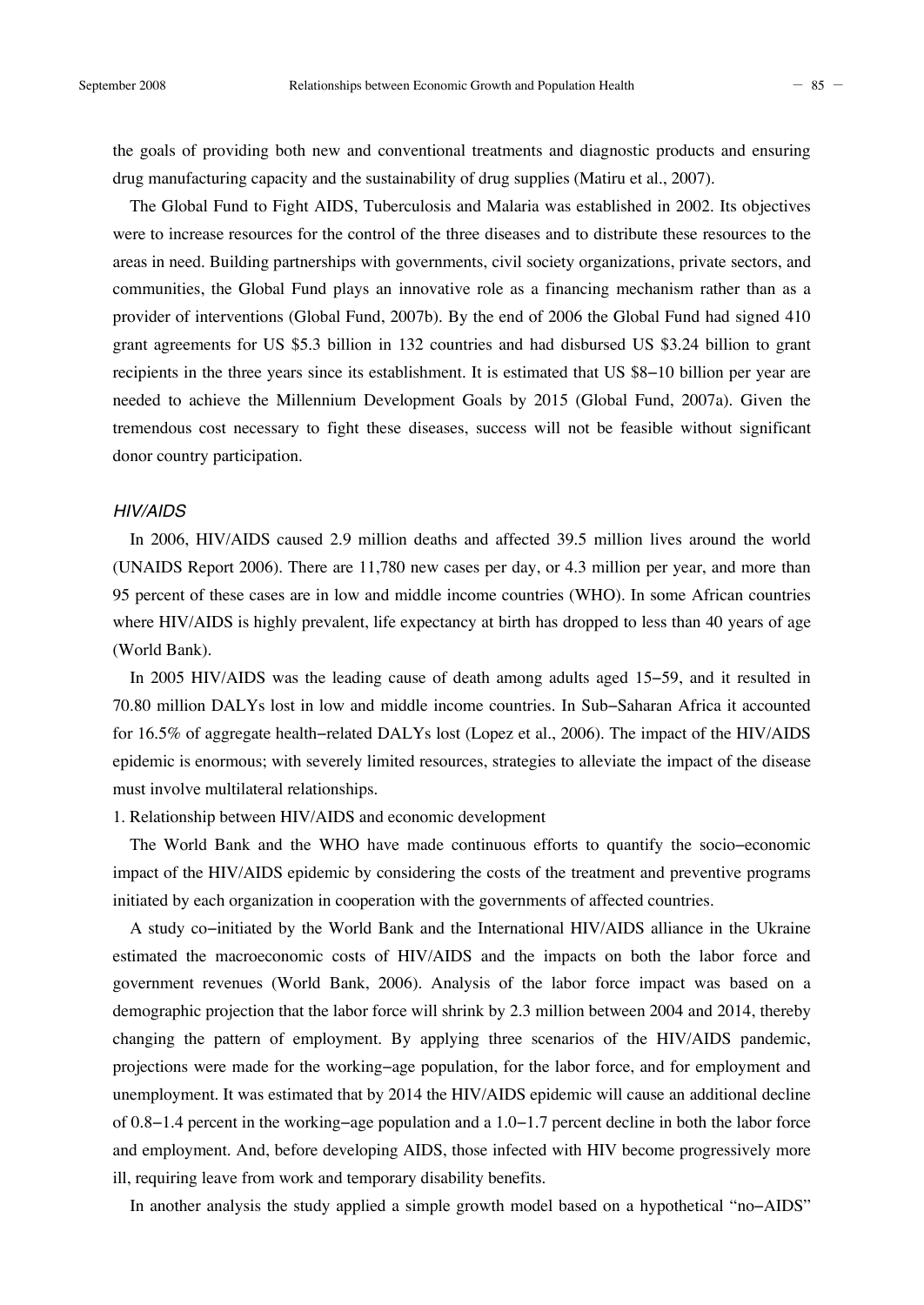the goals of providing both new and conventional treatments and diagnostic products and ensuring drug manufacturing capacity and the sustainability of drug supplies (Matiru et al., 2007).

The Global Fund to Fight AIDS, Tuberculosis and Malaria was established in 2002. Its objectives were to increase resources for the control of the three diseases and to distribute these resources to the areas in need. Building partnerships with governments, civil society organizations, private sectors, and communities, the Global Fund plays an innovative role as a financing mechanism rather than as a provider of interventions (Global Fund, 2007b). By the end of 2006 the Global Fund had signed 410 grant agreements for US $5.3 billion in 132 countries and had disbursed US $3.24 billion to grant recipients in the three years since its establishment. It is estimated that US $8–10 billion per year are needed to achieve the Millennium Development Goals by 2015 (Global Fund, 2007a). Given the tremendous cost necessary to fight these diseases, success will not be feasible without significant donor country participation.

### *HIV/AIDS*

In 2006, HIV/AIDS caused 2.9 million deaths and affected 39.5 million lives around the world (UNAIDS Report 2006). There are 11,780 new cases per day, or 4.3 million per year, and more than 95 percent of these cases are in low and middle income countries (WHO). In some African countries where HIV/AIDS is highly prevalent, life expectancy at birth has dropped to less than 40 years of age (World Bank).

In 2005 HIV/AIDS was the leading cause of death among adults aged 15–59, and it resulted in 70.80 million DALYs lost in low and middle income countries. In Sub–Saharan Africa it accounted for 16.5% of aggregate health–related DALYs lost (Lopez et al., 2006). The impact of the HIV/AIDS epidemic is enormous; with severely limited resources, strategies to alleviate the impact of the disease must involve multilateral relationships.

1. Relationship between HIV/AIDS and economic development

The World Bank and the WHO have made continuous efforts to quantify the socio–economic impact of the HIV/AIDS epidemic by considering the costs of the treatment and preventive programs initiated by each organization in cooperation with the governments of affected countries.

A study co–initiated by the World Bank and the International HIV/AIDS alliance in the Ukraine estimated the macroeconomic costs of HIV/AIDS and the impacts on both the labor force and government revenues (World Bank, 2006). Analysis of the labor force impact was based on a demographic projection that the labor force will shrink by 2.3 million between 2004 and 2014, thereby changing the pattern of employment. By applying three scenarios of the HIV/AIDS pandemic, projections were made for the working–age population, for the labor force, and for employment and unemployment. It was estimated that by 2014 the HIV/AIDS epidemic will cause an additional decline of 0.8–1.4 percent in the working–age population and a 1.0–1.7 percent decline in both the labor force and employment. And, before developing AIDS, those infected with HIV become progressively more ill, requiring leave from work and temporary disability benefits.

In another analysis the study applied a simple growth model based on a hypothetical "no–AIDS"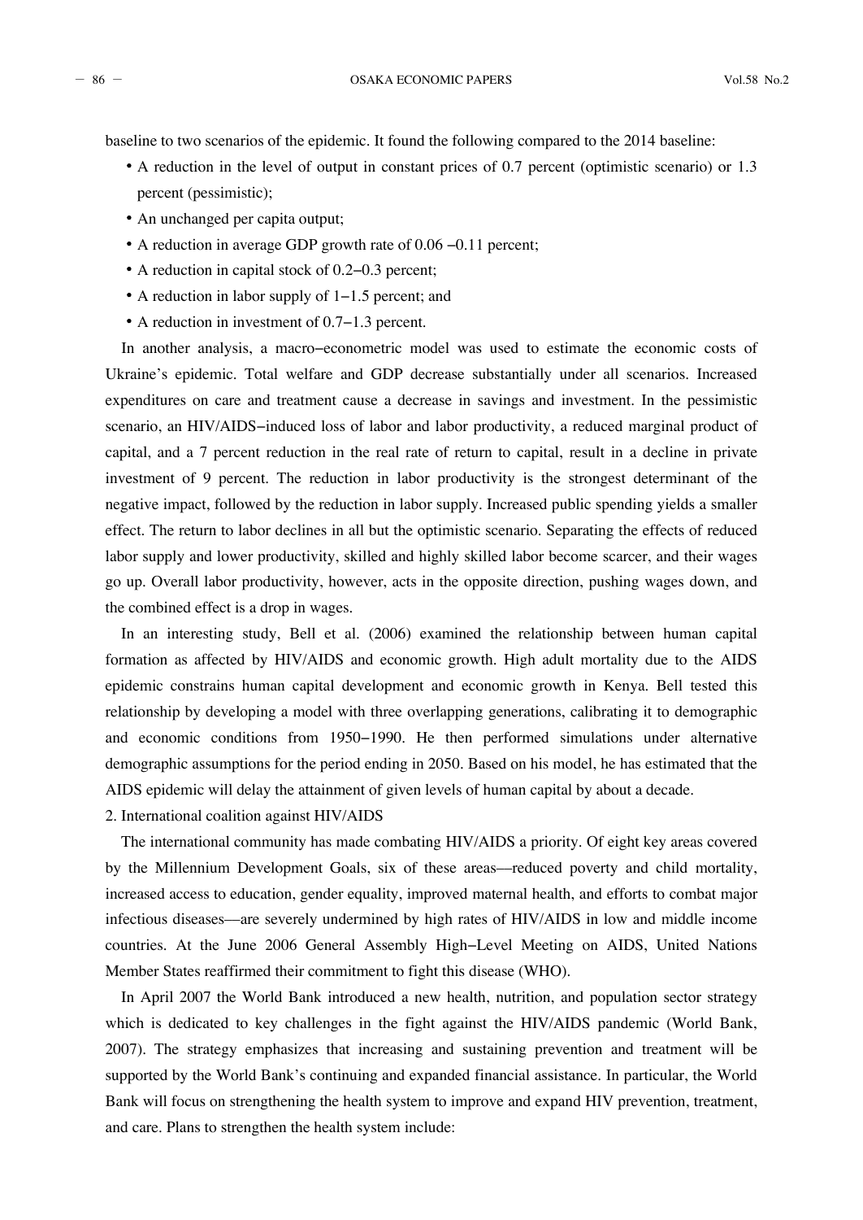baseline to two scenarios of the epidemic. It found the following compared to the 2014 baseline:

- A reduction in the level of output in constant prices of 0.7 percent (optimistic scenario) or 1.3 percent (pessimistic);
- An unchanged per capita output;
- A reduction in average GDP growth rate of 0.06 –0.11 percent;
- A reduction in capital stock of 0.2–0.3 percent;
- A reduction in labor supply of 1–1.5 percent; and
- A reduction in investment of 0.7–1.3 percent.

In another analysis, a macro–econometric model was used to estimate the economic costs of Ukraine's epidemic. Total welfare and GDP decrease substantially under all scenarios. Increased expenditures on care and treatment cause a decrease in savings and investment. In the pessimistic scenario, an HIV/AIDS–induced loss of labor and labor productivity, a reduced marginal product of capital, and a 7 percent reduction in the real rate of return to capital, result in a decline in private investment of 9 percent. The reduction in labor productivity is the strongest determinant of the negative impact, followed by the reduction in labor supply. Increased public spending yields a smaller effect. The return to labor declines in all but the optimistic scenario. Separating the effects of reduced labor supply and lower productivity, skilled and highly skilled labor become scarcer, and their wages go up. Overall labor productivity, however, acts in the opposite direction, pushing wages down, and the combined effect is a drop in wages.

In an interesting study, Bell et al. (2006) examined the relationship between human capital formation as affected by HIV/AIDS and economic growth. High adult mortality due to the AIDS epidemic constrains human capital development and economic growth in Kenya. Bell tested this relationship by developing a model with three overlapping generations, calibrating it to demographic and economic conditions from 1950–1990. He then performed simulations under alternative demographic assumptions for the period ending in 2050. Based on his model, he has estimated that the AIDS epidemic will delay the attainment of given levels of human capital by about a decade.

2. International coalition against HIV/AIDS

The international community has made combating HIV/AIDS a priority. Of eight key areas covered by the Millennium Development Goals, six of these areas—reduced poverty and child mortality, increased access to education, gender equality, improved maternal health, and efforts to combat major infectious diseases—are severely undermined by high rates of HIV/AIDS in low and middle income countries. At the June 2006 General Assembly High–Level Meeting on AIDS, United Nations Member States reaffirmed their commitment to fight this disease (WHO).

In April 2007 the World Bank introduced a new health, nutrition, and population sector strategy which is dedicated to key challenges in the fight against the HIV/AIDS pandemic (World Bank, 2007). The strategy emphasizes that increasing and sustaining prevention and treatment will be supported by the World Bank's continuing and expanded financial assistance. In particular, the World Bank will focus on strengthening the health system to improve and expand HIV prevention, treatment, and care. Plans to strengthen the health system include: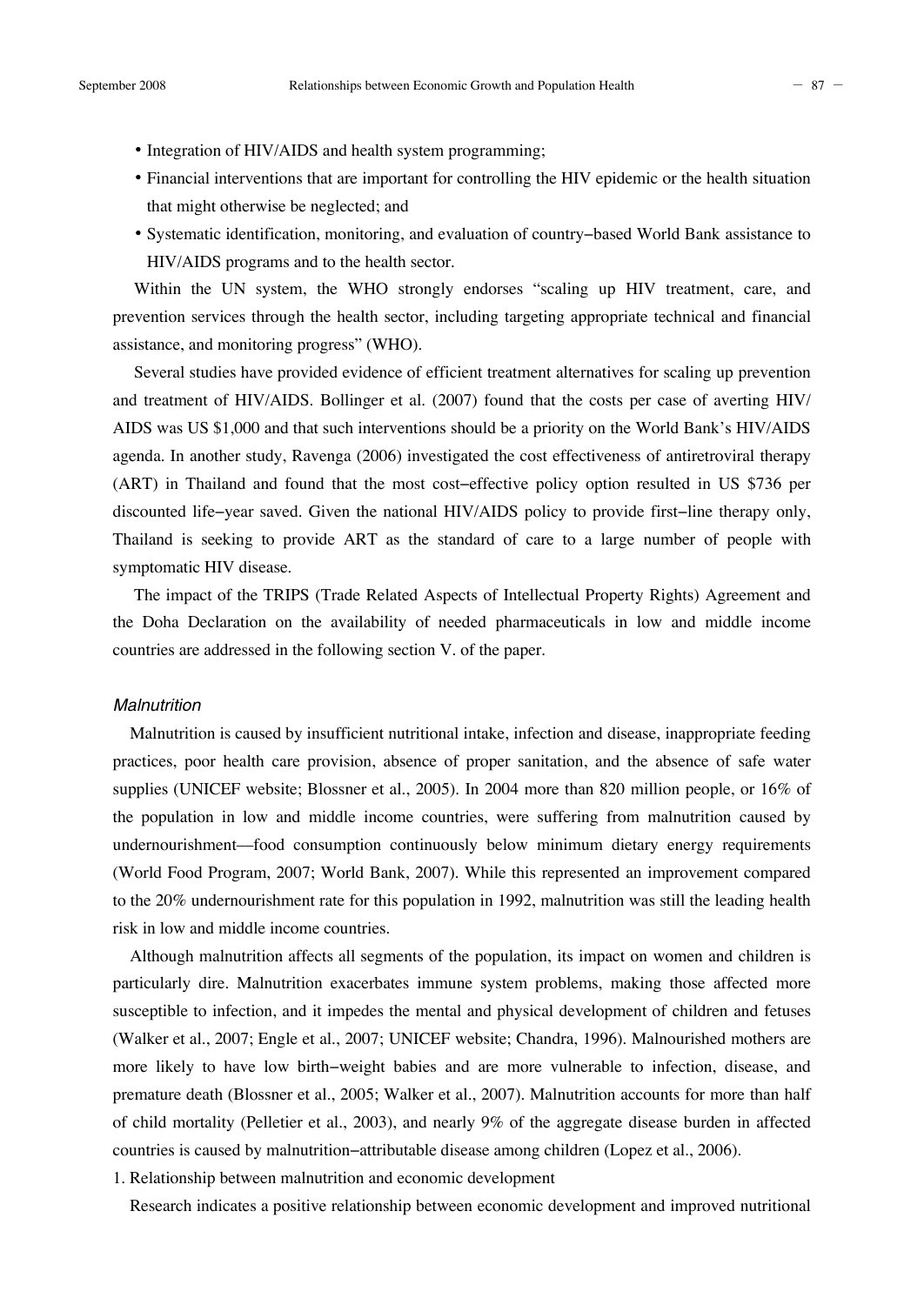- Integration of HIV/AIDS and health system programming;
- Financial interventions that are important for controlling the HIV epidemic or the health situation that might otherwise be neglected; and
- Systematic identification, monitoring, and evaluation of country-based World Bank assistance to HIV/AIDS programs and to the health sector.

Within the UN system, the WHO strongly endorses "scaling up HIV treatment, care, and prevention services through the health sector, including targeting appropriate technical and financial assistance, and monitoring progress" (WHO).

Several studies have provided evidence of efficient treatment alternatives for scaling up prevention and treatment of HIV/AIDS. Bollinger et al. (2007) found that the costs per case of averting HIV/AIDS was US $1,000 and that such interventions should be a priority on the World Bank's HIV/AIDS agenda. In another study, Ravenga (2006) investigated the cost effectiveness of antiretroviral therapy (ART) in Thailand and found that the most cost-effective policy option resulted in US $736 per discounted life-year saved. Given the national HIV/AIDS policy to provide first-line therapy only, Thailand is seeking to provide ART as the standard of care to a large number of people with symptomatic HIV disease.

The impact of the TRIPS (Trade Related Aspects of Intellectual Property Rights) Agreement and the Doha Declaration on the availability of needed pharmaceuticals in low and middle income countries are addressed in the following section V. of the paper.

### *Malnutrition*

Malnutrition is caused by insufficient nutritional intake, infection and disease, inappropriate feeding practices, poor health care provision, absence of proper sanitation, and the absence of safe water supplies (UNICEF website; Blossner et al., 2005). In 2004 more than 820 million people, or 16% of the population in low and middle income countries, were suffering from malnutrition caused by undernourishment—food consumption continuously below minimum dietary energy requirements (World Food Program, 2007; World Bank, 2007). While this represented an improvement compared to the 20% undernourishment rate for this population in 1992, malnutrition was still the leading health risk in low and middle income countries.

Although malnutrition affects all segments of the population, its impact on women and children is particularly dire. Malnutrition exacerbates immune system problems, making those affected more susceptible to infection, and it impedes the mental and physical development of children and fetuses (Walker et al., 2007; Engle et al., 2007; UNICEF website; Chandra, 1996). Malnourished mothers are more likely to have low birth-weight babies and are more vulnerable to infection, disease, and premature death (Blossner et al., 2005; Walker et al., 2007). Malnutrition accounts for more than half of child mortality (Pelletier et al., 2003), and nearly 9% of the aggregate disease burden in affected countries is caused by malnutrition-attributable disease among children (Lopez et al., 2006).

1. Relationship between malnutrition and economic development

Research indicates a positive relationship between economic development and improved nutritional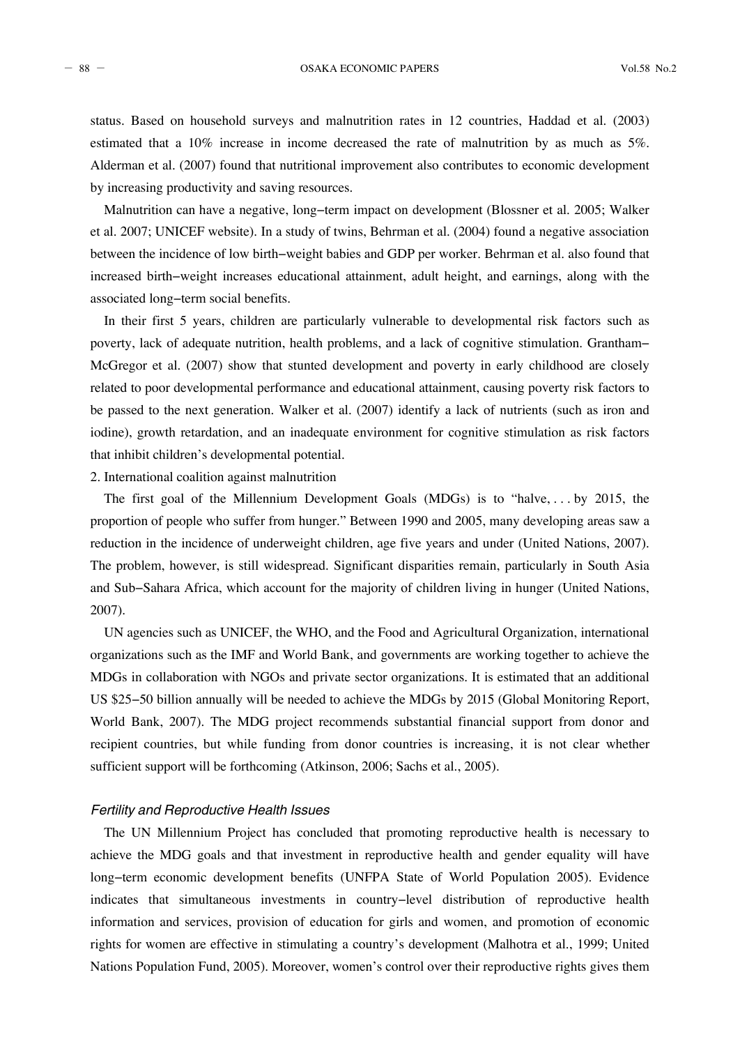status. Based on household surveys and malnutrition rates in 12 countries, Haddad et al. (2003) estimated that a 10% increase in income decreased the rate of malnutrition by as much as 5%. Alderman et al. (2007) found that nutritional improvement also contributes to economic development by increasing productivity and saving resources.

Malnutrition can have a negative, long–term impact on development (Blossner et al. 2005; Walker et al. 2007; UNICEF website). In a study of twins, Behrman et al. (2004) found a negative association between the incidence of low birth–weight babies and GDP per worker. Behrman et al. also found that increased birth–weight increases educational attainment, adult height, and earnings, along with the associated long–term social benefits.

In their first 5 years, children are particularly vulnerable to developmental risk factors such as poverty, lack of adequate nutrition, health problems, and a lack of cognitive stimulation. Grantham–McGregor et al. (2007) show that stunted development and poverty in early childhood are closely related to poor developmental performance and educational attainment, causing poverty risk factors to be passed to the next generation. Walker et al. (2007) identify a lack of nutrients (such as iron and iodine), growth retardation, and an inadequate environment for cognitive stimulation as risk factors that inhibit children's developmental potential.

2. International coalition against malnutrition

The first goal of the Millennium Development Goals (MDGs) is to "halve, . . . by 2015, the proportion of people who suffer from hunger." Between 1990 and 2005, many developing areas saw a reduction in the incidence of underweight children, age five years and under (United Nations, 2007). The problem, however, is still widespread. Significant disparities remain, particularly in South Asia and Sub–Sahara Africa, which account for the majority of children living in hunger (United Nations, 2007).

UN agencies such as UNICEF, the WHO, and the Food and Agricultural Organization, international organizations such as the IMF and World Bank, and governments are working together to achieve the MDGs in collaboration with NGOs and private sector organizations. It is estimated that an additional US $25–50 billion annually will be needed to achieve the MDGs by 2015 (Global Monitoring Report, World Bank, 2007). The MDG project recommends substantial financial support from donor and recipient countries, but while funding from donor countries is increasing, it is not clear whether sufficient support will be forthcoming (Atkinson, 2006; Sachs et al., 2005).

### *Fertility and Reproductive Health Issues*

The UN Millennium Project has concluded that promoting reproductive health is necessary to achieve the MDG goals and that investment in reproductive health and gender equality will have long–term economic development benefits (UNFPA State of World Population 2005). Evidence indicates that simultaneous investments in country–level distribution of reproductive health information and services, provision of education for girls and women, and promotion of economic rights for women are effective in stimulating a country's development (Malhotra et al., 1999; United Nations Population Fund, 2005). Moreover, women's control over their reproductive rights gives them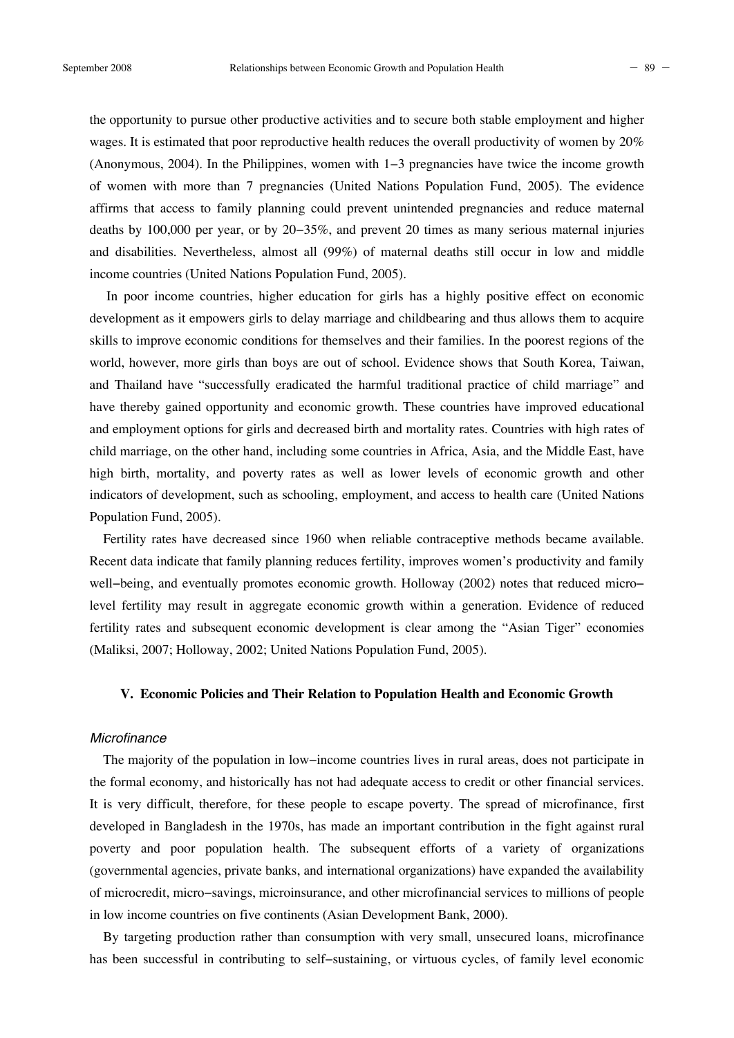the opportunity to pursue other productive activities and to secure both stable employment and higher wages. It is estimated that poor reproductive health reduces the overall productivity of women by 20% (Anonymous, 2004). In the Philippines, women with 1–3 pregnancies have twice the income growth of women with more than 7 pregnancies (United Nations Population Fund, 2005). The evidence affirms that access to family planning could prevent unintended pregnancies and reduce maternal deaths by 100,000 per year, or by 20–35%, and prevent 20 times as many serious maternal injuries and disabilities. Nevertheless, almost all (99%) of maternal deaths still occur in low and middle income countries (United Nations Population Fund, 2005).

In poor income countries, higher education for girls has a highly positive effect on economic development as it empowers girls to delay marriage and childbearing and thus allows them to acquire skills to improve economic conditions for themselves and their families. In the poorest regions of the world, however, more girls than boys are out of school. Evidence shows that South Korea, Taiwan, and Thailand have "successfully eradicated the harmful traditional practice of child marriage" and have thereby gained opportunity and economic growth. These countries have improved educational and employment options for girls and decreased birth and mortality rates. Countries with high rates of child marriage, on the other hand, including some countries in Africa, Asia, and the Middle East, have high birth, mortality, and poverty rates as well as lower levels of economic growth and other indicators of development, such as schooling, employment, and access to health care (United Nations Population Fund, 2005).

Fertility rates have decreased since 1960 when reliable contraceptive methods became available. Recent data indicate that family planning reduces fertility, improves women's productivity and family well–being, and eventually promotes economic growth. Holloway (2002) notes that reduced micro–level fertility may result in aggregate economic growth within a generation. Evidence of reduced fertility rates and subsequent economic development is clear among the "Asian Tiger" economies (Maliksi, 2007; Holloway, 2002; United Nations Population Fund, 2005).

## V. Economic Policies and Their Relation to Population Health and Economic Growth

### *Microfinance*

The majority of the population in low–income countries lives in rural areas, does not participate in the formal economy, and historically has not had adequate access to credit or other financial services. It is very difficult, therefore, for these people to escape poverty. The spread of microfinance, first developed in Bangladesh in the 1970s, has made an important contribution in the fight against rural poverty and poor population health. The subsequent efforts of a variety of organizations (governmental agencies, private banks, and international organizations) have expanded the availability of microcredit, micro–savings, microinsurance, and other microfinancial services to millions of people in low income countries on five continents (Asian Development Bank, 2000).

By targeting production rather than consumption with very small, unsecured loans, microfinance has been successful in contributing to self–sustaining, or virtuous cycles, of family level economic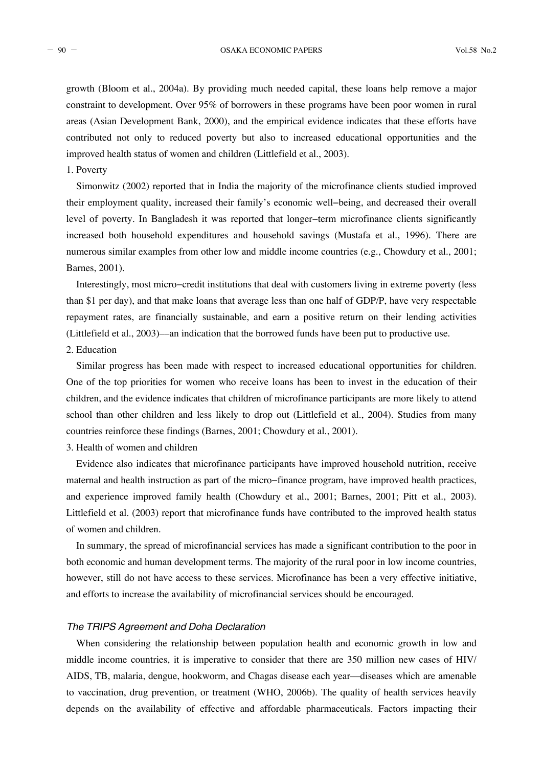growth (Bloom et al., 2004a). By providing much needed capital, these loans help remove a major constraint to development. Over 95% of borrowers in these programs have been poor women in rural areas (Asian Development Bank, 2000), and the empirical evidence indicates that these efforts have contributed not only to reduced poverty but also to increased educational opportunities and the improved health status of women and children (Littlefield et al., 2003).

1. Poverty

Simonwitz (2002) reported that in India the majority of the microfinance clients studied improved their employment quality, increased their family's economic well-being, and decreased their overall level of poverty. In Bangladesh it was reported that longer-term microfinance clients significantly increased both household expenditures and household savings (Mustafa et al., 1996). There are numerous similar examples from other low and middle income countries (e.g., Chowdury et al., 2001; Barnes, 2001).

Interestingly, most micro-credit institutions that deal with customers living in extreme poverty (less than $1 per day), and that make loans that average less than one half of GDP/P, have very respectable repayment rates, are financially sustainable, and earn a positive return on their lending activities (Littlefield et al., 2003)—an indication that the borrowed funds have been put to productive use.

2. Education

Similar progress has been made with respect to increased educational opportunities for children. One of the top priorities for women who receive loans has been to invest in the education of their children, and the evidence indicates that children of microfinance participants are more likely to attend school than other children and less likely to drop out (Littlefield et al., 2004). Studies from many countries reinforce these findings (Barnes, 2001; Chowdury et al., 2001).

3. Health of women and children

Evidence also indicates that microfinance participants have improved household nutrition, receive maternal and health instruction as part of the micro-finance program, have improved health practices, and experience improved family health (Chowdury et al., 2001; Barnes, 2001; Pitt et al., 2003). Littlefield et al. (2003) report that microfinance funds have contributed to the improved health status of women and children.

In summary, the spread of microfinancial services has made a significant contribution to the poor in both economic and human development terms. The majority of the rural poor in low income countries, however, still do not have access to these services. Microfinance has been a very effective initiative, and efforts to increase the availability of microfinancial services should be encouraged.

### *The TRIPS Agreement and Doha Declaration*

When considering the relationship between population health and economic growth in low and middle income countries, it is imperative to consider that there are 350 million new cases of HIV/AIDS, TB, malaria, dengue, hookworm, and Chagas disease each year—diseases which are amenable to vaccination, drug prevention, or treatment (WHO, 2006b). The quality of health services heavily depends on the availability of effective and affordable pharmaceuticals. Factors impacting their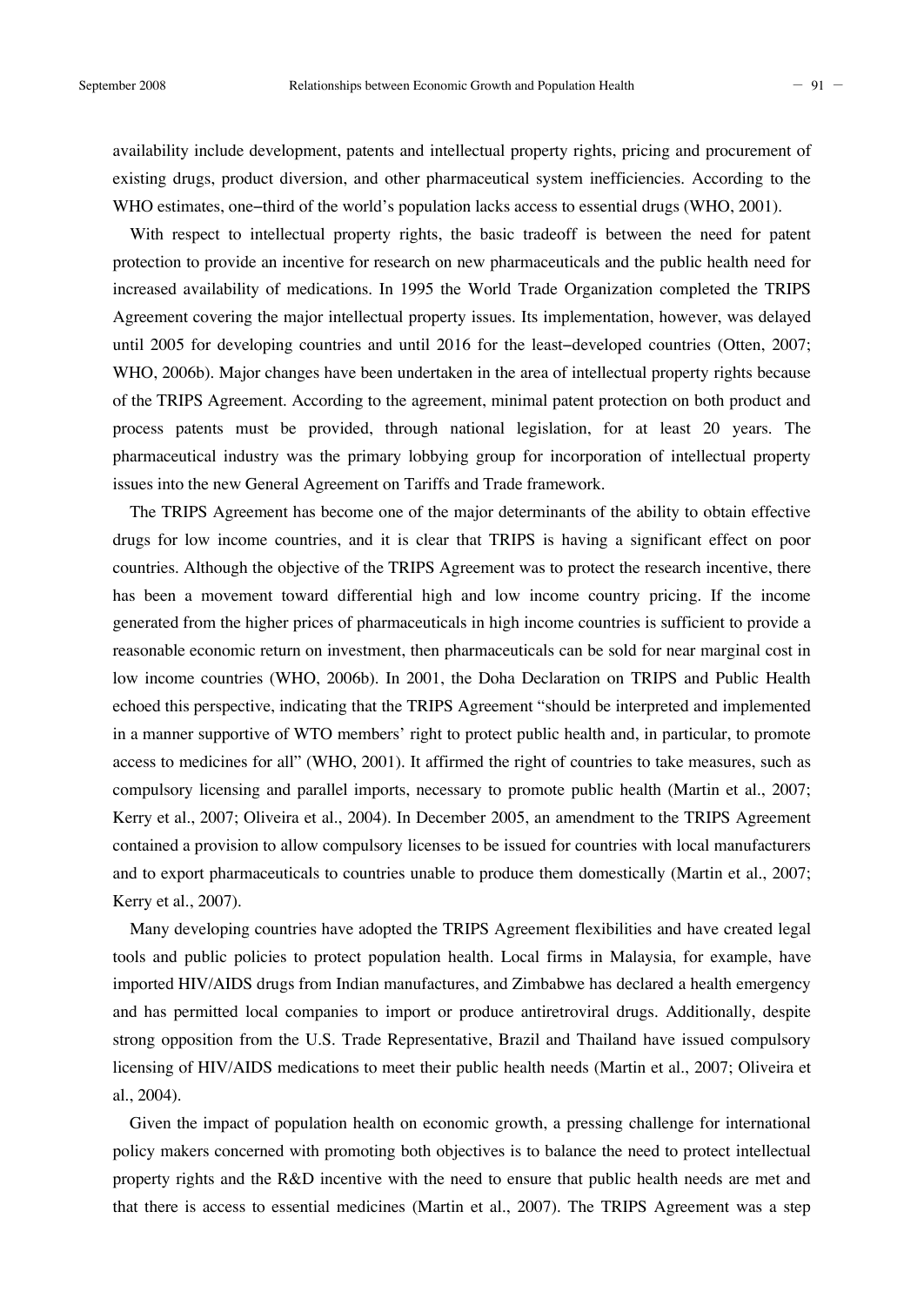availability include development, patents and intellectual property rights, pricing and procurement of existing drugs, product diversion, and other pharmaceutical system inefficiencies. According to the WHO estimates, one−third of the world's population lacks access to essential drugs (WHO, 2001).

With respect to intellectual property rights, the basic tradeoff is between the need for patent protection to provide an incentive for research on new pharmaceuticals and the public health need for increased availability of medications. In 1995 the World Trade Organization completed the TRIPS Agreement covering the major intellectual property issues. Its implementation, however, was delayed until 2005 for developing countries and until 2016 for the least−developed countries (Otten, 2007; WHO, 2006b). Major changes have been undertaken in the area of intellectual property rights because of the TRIPS Agreement. According to the agreement, minimal patent protection on both product and process patents must be provided, through national legislation, for at least 20 years. The pharmaceutical industry was the primary lobbying group for incorporation of intellectual property issues into the new General Agreement on Tariffs and Trade framework.

The TRIPS Agreement has become one of the major determinants of the ability to obtain effective drugs for low income countries, and it is clear that TRIPS is having a significant effect on poor countries. Although the objective of the TRIPS Agreement was to protect the research incentive, there has been a movement toward differential high and low income country pricing. If the income generated from the higher prices of pharmaceuticals in high income countries is sufficient to provide a reasonable economic return on investment, then pharmaceuticals can be sold for near marginal cost in low income countries (WHO, 2006b). In 2001, the Doha Declaration on TRIPS and Public Health echoed this perspective, indicating that the TRIPS Agreement "should be interpreted and implemented in a manner supportive of WTO members' right to protect public health and, in particular, to promote access to medicines for all" (WHO, 2001). It affirmed the right of countries to take measures, such as compulsory licensing and parallel imports, necessary to promote public health (Martin et al., 2007; Kerry et al., 2007; Oliveira et al., 2004). In December 2005, an amendment to the TRIPS Agreement contained a provision to allow compulsory licenses to be issued for countries with local manufacturers and to export pharmaceuticals to countries unable to produce them domestically (Martin et al., 2007; Kerry et al., 2007).

Many developing countries have adopted the TRIPS Agreement flexibilities and have created legal tools and public policies to protect population health. Local firms in Malaysia, for example, have imported HIV/AIDS drugs from Indian manufactures, and Zimbabwe has declared a health emergency and has permitted local companies to import or produce antiretroviral drugs. Additionally, despite strong opposition from the U.S. Trade Representative, Brazil and Thailand have issued compulsory licensing of HIV/AIDS medications to meet their public health needs (Martin et al., 2007; Oliveira et al., 2004).

Given the impact of population health on economic growth, a pressing challenge for international policy makers concerned with promoting both objectives is to balance the need to protect intellectual property rights and the R&D incentive with the need to ensure that public health needs are met and that there is access to essential medicines (Martin et al., 2007). The TRIPS Agreement was a step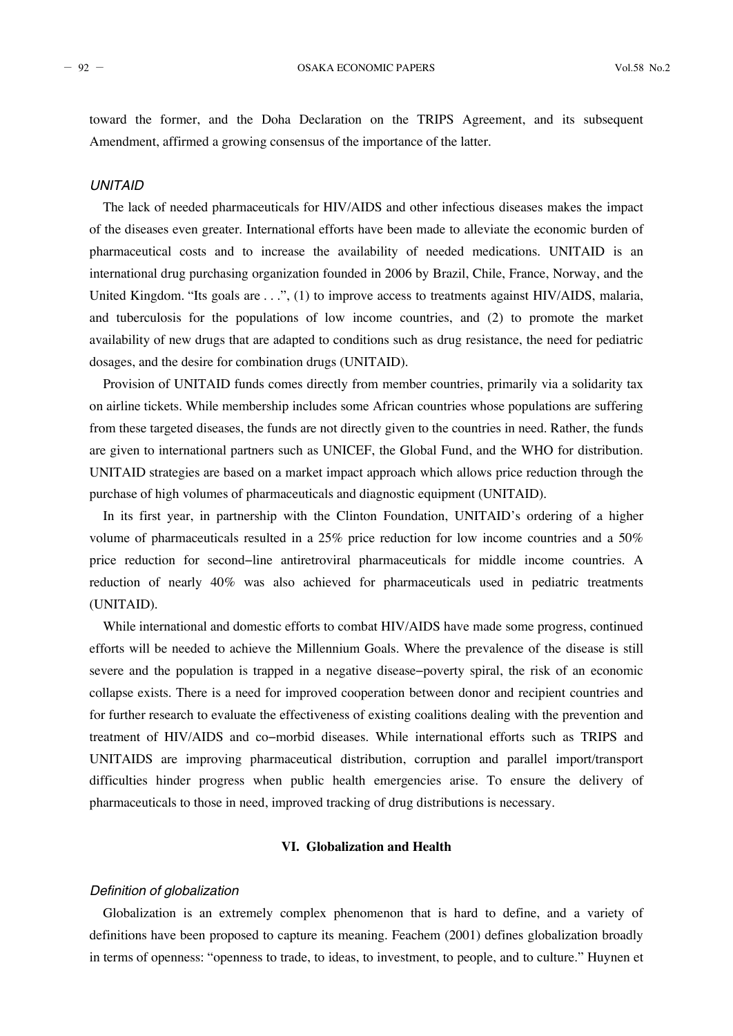toward the former, and the Doha Declaration on the TRIPS Agreement, and its subsequent Amendment, affirmed a growing consensus of the importance of the latter.

### *UNITAID*

The lack of needed pharmaceuticals for HIV/AIDS and other infectious diseases makes the impact of the diseases even greater. International efforts have been made to alleviate the economic burden of pharmaceutical costs and to increase the availability of needed medications. UNITAID is an international drug purchasing organization founded in 2006 by Brazil, Chile, France, Norway, and the United Kingdom. "Its goals are . . .", (1) to improve access to treatments against HIV/AIDS, malaria, and tuberculosis for the populations of low income countries, and (2) to promote the market availability of new drugs that are adapted to conditions such as drug resistance, the need for pediatric dosages, and the desire for combination drugs (UNITAID).

Provision of UNITAID funds comes directly from member countries, primarily via a solidarity tax on airline tickets. While membership includes some African countries whose populations are suffering from these targeted diseases, the funds are not directly given to the countries in need. Rather, the funds are given to international partners such as UNICEF, the Global Fund, and the WHO for distribution. UNITAID strategies are based on a market impact approach which allows price reduction through the purchase of high volumes of pharmaceuticals and diagnostic equipment (UNITAID).

In its first year, in partnership with the Clinton Foundation, UNITAID's ordering of a higher volume of pharmaceuticals resulted in a 25% price reduction for low income countries and a 50% price reduction for second–line antiretroviral pharmaceuticals for middle income countries. A reduction of nearly 40% was also achieved for pharmaceuticals used in pediatric treatments (UNITAID).

While international and domestic efforts to combat HIV/AIDS have made some progress, continued efforts will be needed to achieve the Millennium Goals. Where the prevalence of the disease is still severe and the population is trapped in a negative disease–poverty spiral, the risk of an economic collapse exists. There is a need for improved cooperation between donor and recipient countries and for further research to evaluate the effectiveness of existing coalitions dealing with the prevention and treatment of HIV/AIDS and co–morbid diseases. While international efforts such as TRIPS and UNITAIDS are improving pharmaceutical distribution, corruption and parallel import/transport difficulties hinder progress when public health emergencies arise. To ensure the delivery of pharmaceuticals to those in need, improved tracking of drug distributions is necessary.

## VI. Globalization and Health

### *Definition of globalization*

Globalization is an extremely complex phenomenon that is hard to define, and a variety of definitions have been proposed to capture its meaning. Feachem (2001) defines globalization broadly in terms of openness: "openness to trade, to ideas, to investment, to people, and to culture." Huynen et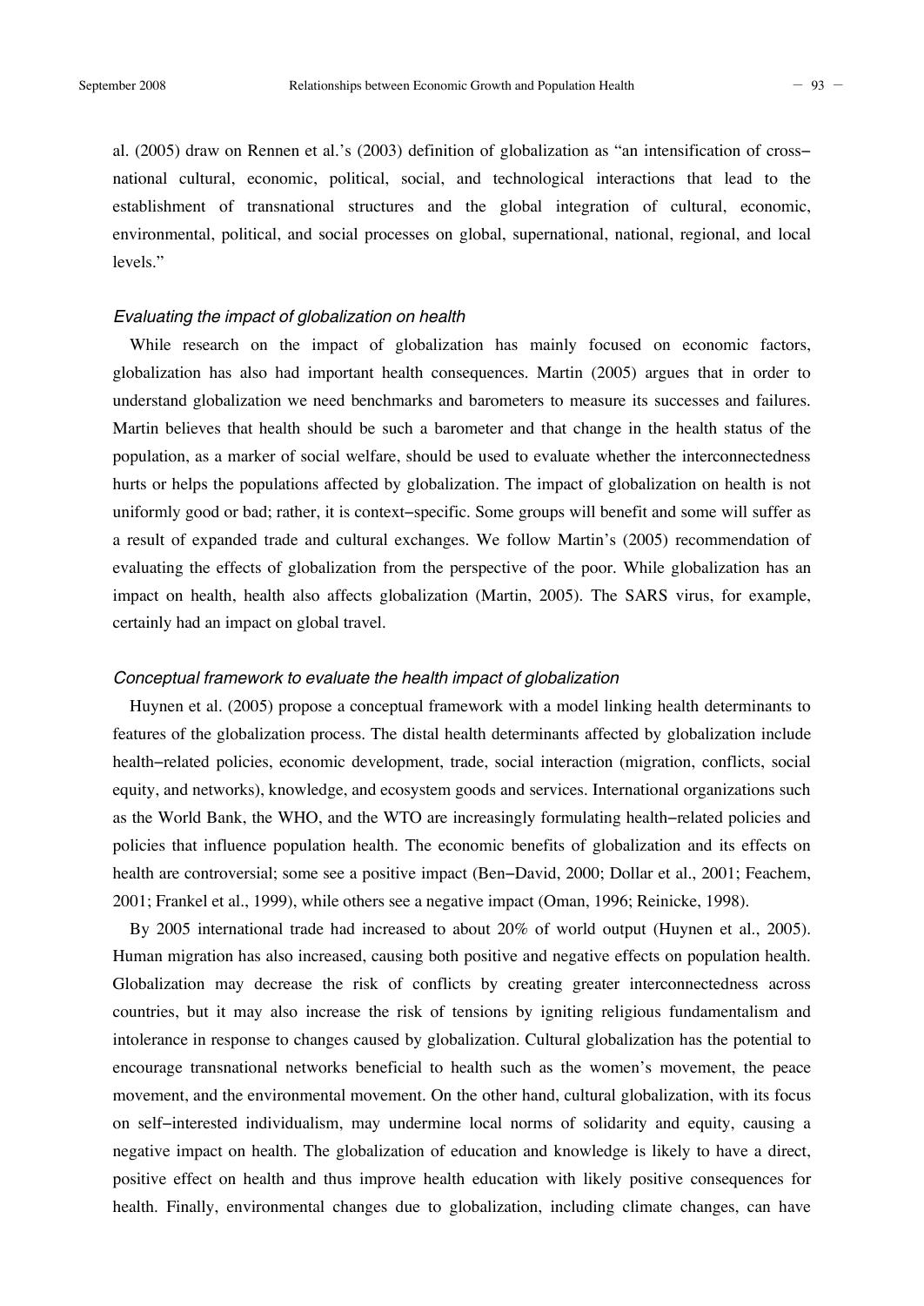al. (2005) draw on Rennen et al.'s (2003) definition of globalization as "an intensification of cross–national cultural, economic, political, social, and technological interactions that lead to the establishment of transnational structures and the global integration of cultural, economic, environmental, political, and social processes on global, supernational, national, regional, and local levels."

### *Evaluating the impact of globalization on health*

While research on the impact of globalization has mainly focused on economic factors, globalization has also had important health consequences. Martin (2005) argues that in order to understand globalization we need benchmarks and barometers to measure its successes and failures. Martin believes that health should be such a barometer and that change in the health status of the population, as a marker of social welfare, should be used to evaluate whether the interconnectedness hurts or helps the populations affected by globalization. The impact of globalization on health is not uniformly good or bad; rather, it is context–specific. Some groups will benefit and some will suffer as a result of expanded trade and cultural exchanges. We follow Martin's (2005) recommendation of evaluating the effects of globalization from the perspective of the poor. While globalization has an impact on health, health also affects globalization (Martin, 2005). The SARS virus, for example, certainly had an impact on global travel.

### *Conceptual framework to evaluate the health impact of globalization*

Huynen et al. (2005) propose a conceptual framework with a model linking health determinants to features of the globalization process. The distal health determinants affected by globalization include health–related policies, economic development, trade, social interaction (migration, conflicts, social equity, and networks), knowledge, and ecosystem goods and services. International organizations such as the World Bank, the WHO, and the WTO are increasingly formulating health–related policies and policies that influence population health. The economic benefits of globalization and its effects on health are controversial; some see a positive impact (Ben–David, 2000; Dollar et al., 2001; Feachem, 2001; Frankel et al., 1999), while others see a negative impact (Oman, 1996; Reinicke, 1998).

By 2005 international trade had increased to about 20% of world output (Huynen et al., 2005). Human migration has also increased, causing both positive and negative effects on population health. Globalization may decrease the risk of conflicts by creating greater interconnectedness across countries, but it may also increase the risk of tensions by igniting religious fundamentalism and intolerance in response to changes caused by globalization. Cultural globalization has the potential to encourage transnational networks beneficial to health such as the women's movement, the peace movement, and the environmental movement. On the other hand, cultural globalization, with its focus on self–interested individualism, may undermine local norms of solidarity and equity, causing a negative impact on health. The globalization of education and knowledge is likely to have a direct, positive effect on health and thus improve health education with likely positive consequences for health. Finally, environmental changes due to globalization, including climate changes, can have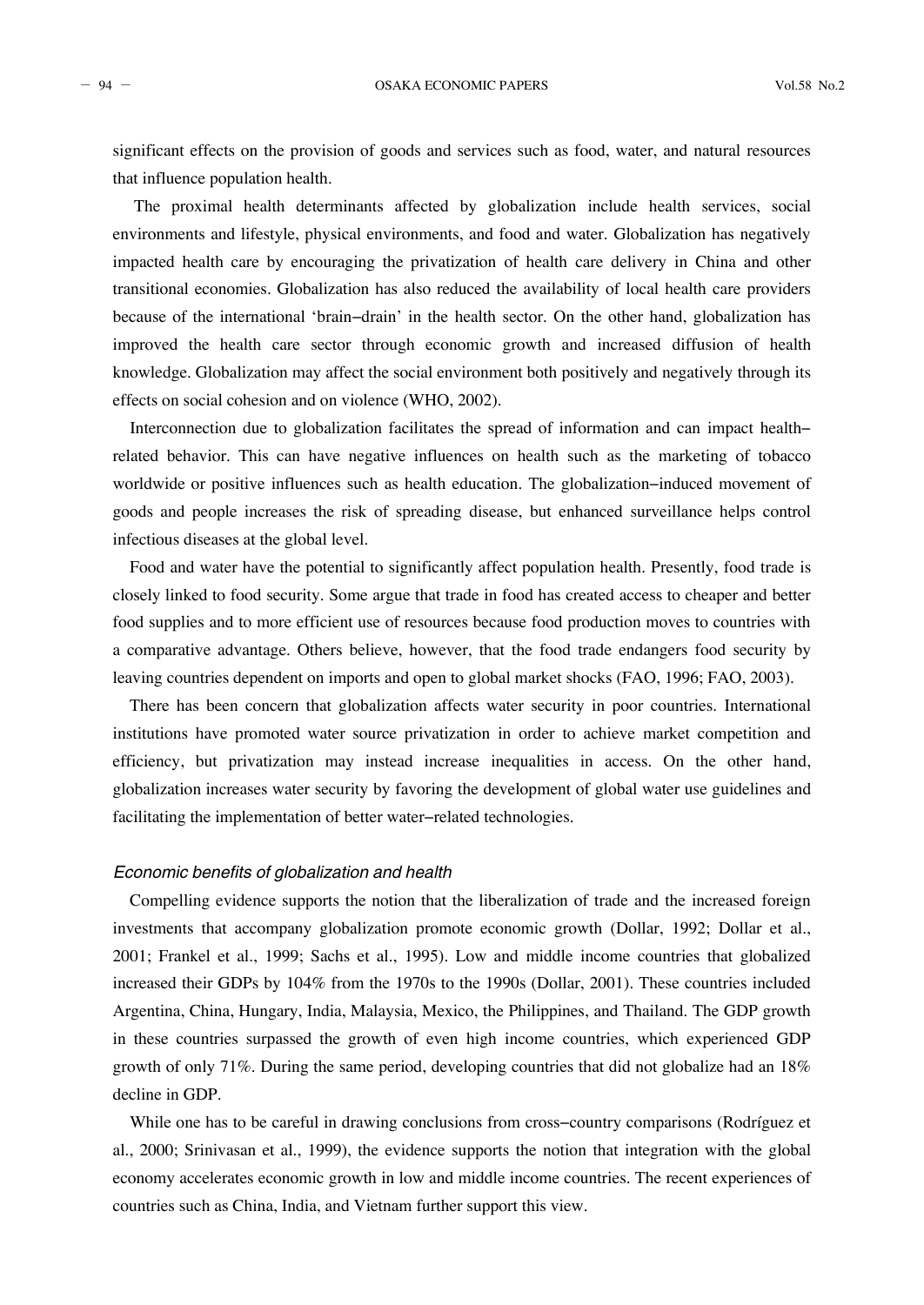significant effects on the provision of goods and services such as food, water, and natural resources that influence population health.

The proximal health determinants affected by globalization include health services, social environments and lifestyle, physical environments, and food and water. Globalization has negatively impacted health care by encouraging the privatization of health care delivery in China and other transitional economies. Globalization has also reduced the availability of local health care providers because of the international 'brain–drain' in the health sector. On the other hand, globalization has improved the health care sector through economic growth and increased diffusion of health knowledge. Globalization may affect the social environment both positively and negatively through its effects on social cohesion and on violence (WHO, 2002).

Interconnection due to globalization facilitates the spread of information and can impact health–related behavior. This can have negative influences on health such as the marketing of tobacco worldwide or positive influences such as health education. The globalization–induced movement of goods and people increases the risk of spreading disease, but enhanced surveillance helps control infectious diseases at the global level.

Food and water have the potential to significantly affect population health. Presently, food trade is closely linked to food security. Some argue that trade in food has created access to cheaper and better food supplies and to more efficient use of resources because food production moves to countries with a comparative advantage. Others believe, however, that the food trade endangers food security by leaving countries dependent on imports and open to global market shocks (FAO, 1996; FAO, 2003).

There has been concern that globalization affects water security in poor countries. International institutions have promoted water source privatization in order to achieve market competition and efficiency, but privatization may instead increase inequalities in access. On the other hand, globalization increases water security by favoring the development of global water use guidelines and facilitating the implementation of better water–related technologies.

### *Economic benefits of globalization and health*

Compelling evidence supports the notion that the liberalization of trade and the increased foreign investments that accompany globalization promote economic growth (Dollar, 1992; Dollar et al., 2001; Frankel et al., 1999; Sachs et al., 1995). Low and middle income countries that globalized increased their GDPs by 104% from the 1970s to the 1990s (Dollar, 2001). These countries included Argentina, China, Hungary, India, Malaysia, Mexico, the Philippines, and Thailand. The GDP growth in these countries surpassed the growth of even high income countries, which experienced GDP growth of only 71%. During the same period, developing countries that did not globalize had an 18% decline in GDP.

While one has to be careful in drawing conclusions from cross–country comparisons (Rodríguez et al., 2000; Srinivasan et al., 1999), the evidence supports the notion that integration with the global economy accelerates economic growth in low and middle income countries. The recent experiences of countries such as China, India, and Vietnam further support this view.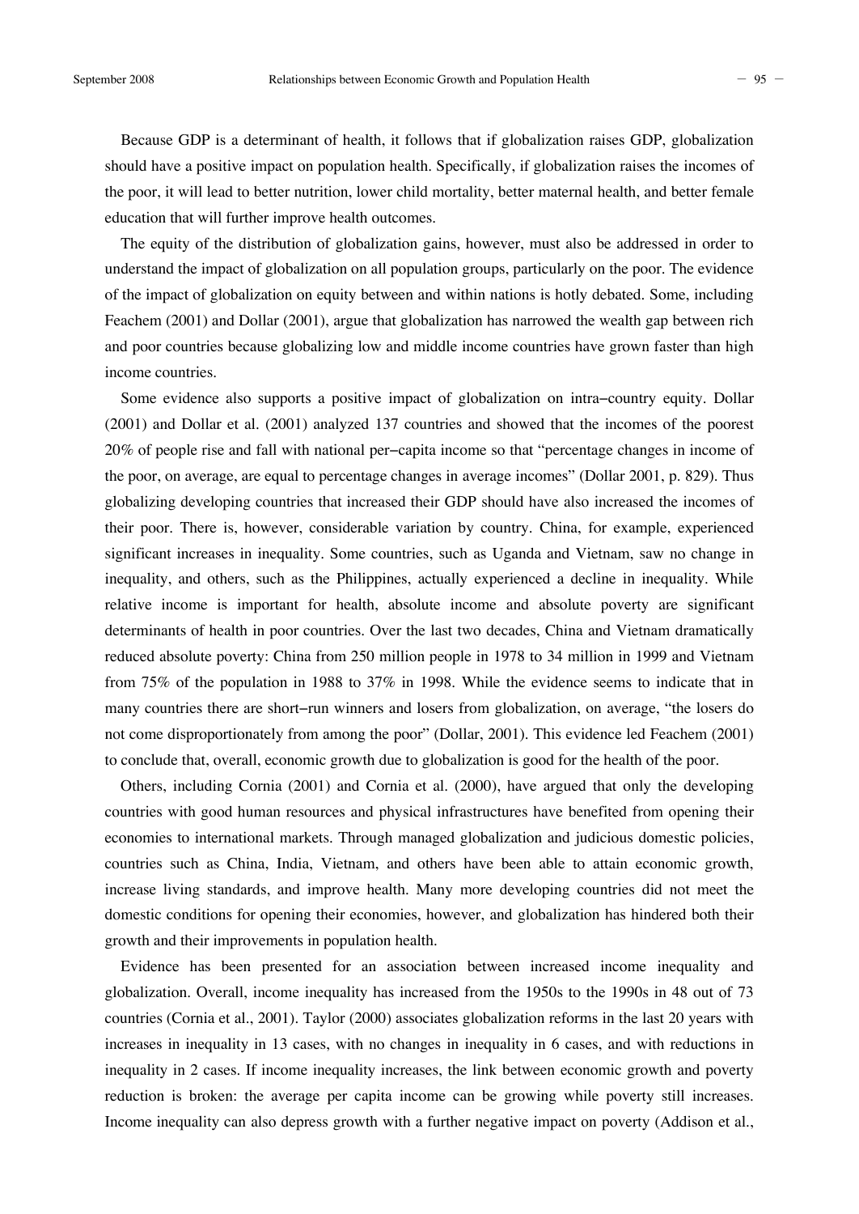Because GDP is a determinant of health, it follows that if globalization raises GDP, globalization should have a positive impact on population health. Specifically, if globalization raises the incomes of the poor, it will lead to better nutrition, lower child mortality, better maternal health, and better female education that will further improve health outcomes.

The equity of the distribution of globalization gains, however, must also be addressed in order to understand the impact of globalization on all population groups, particularly on the poor. The evidence of the impact of globalization on equity between and within nations is hotly debated. Some, including Feachem (2001) and Dollar (2001), argue that globalization has narrowed the wealth gap between rich and poor countries because globalizing low and middle income countries have grown faster than high income countries.

Some evidence also supports a positive impact of globalization on intra–country equity. Dollar (2001) and Dollar et al. (2001) analyzed 137 countries and showed that the incomes of the poorest 20% of people rise and fall with national per–capita income so that "percentage changes in income of the poor, on average, are equal to percentage changes in average incomes" (Dollar 2001, p. 829). Thus globalizing developing countries that increased their GDP should have also increased the incomes of their poor. There is, however, considerable variation by country. China, for example, experienced significant increases in inequality. Some countries, such as Uganda and Vietnam, saw no change in inequality, and others, such as the Philippines, actually experienced a decline in inequality. While relative income is important for health, absolute income and absolute poverty are significant determinants of health in poor countries. Over the last two decades, China and Vietnam dramatically reduced absolute poverty: China from 250 million people in 1978 to 34 million in 1999 and Vietnam from 75% of the population in 1988 to 37% in 1998. While the evidence seems to indicate that in many countries there are short–run winners and losers from globalization, on average, "the losers do not come disproportionately from among the poor" (Dollar, 2001). This evidence led Feachem (2001) to conclude that, overall, economic growth due to globalization is good for the health of the poor.

Others, including Cornia (2001) and Cornia et al. (2000), have argued that only the developing countries with good human resources and physical infrastructures have benefited from opening their economies to international markets. Through managed globalization and judicious domestic policies, countries such as China, India, Vietnam, and others have been able to attain economic growth, increase living standards, and improve health. Many more developing countries did not meet the domestic conditions for opening their economies, however, and globalization has hindered both their growth and their improvements in population health.

Evidence has been presented for an association between increased income inequality and globalization. Overall, income inequality has increased from the 1950s to the 1990s in 48 out of 73 countries (Cornia et al., 2001). Taylor (2000) associates globalization reforms in the last 20 years with increases in inequality in 13 cases, with no changes in inequality in 6 cases, and with reductions in inequality in 2 cases. If income inequality increases, the link between economic growth and poverty reduction is broken: the average per capita income can be growing while poverty still increases. Income inequality can also depress growth with a further negative impact on poverty (Addison et al.,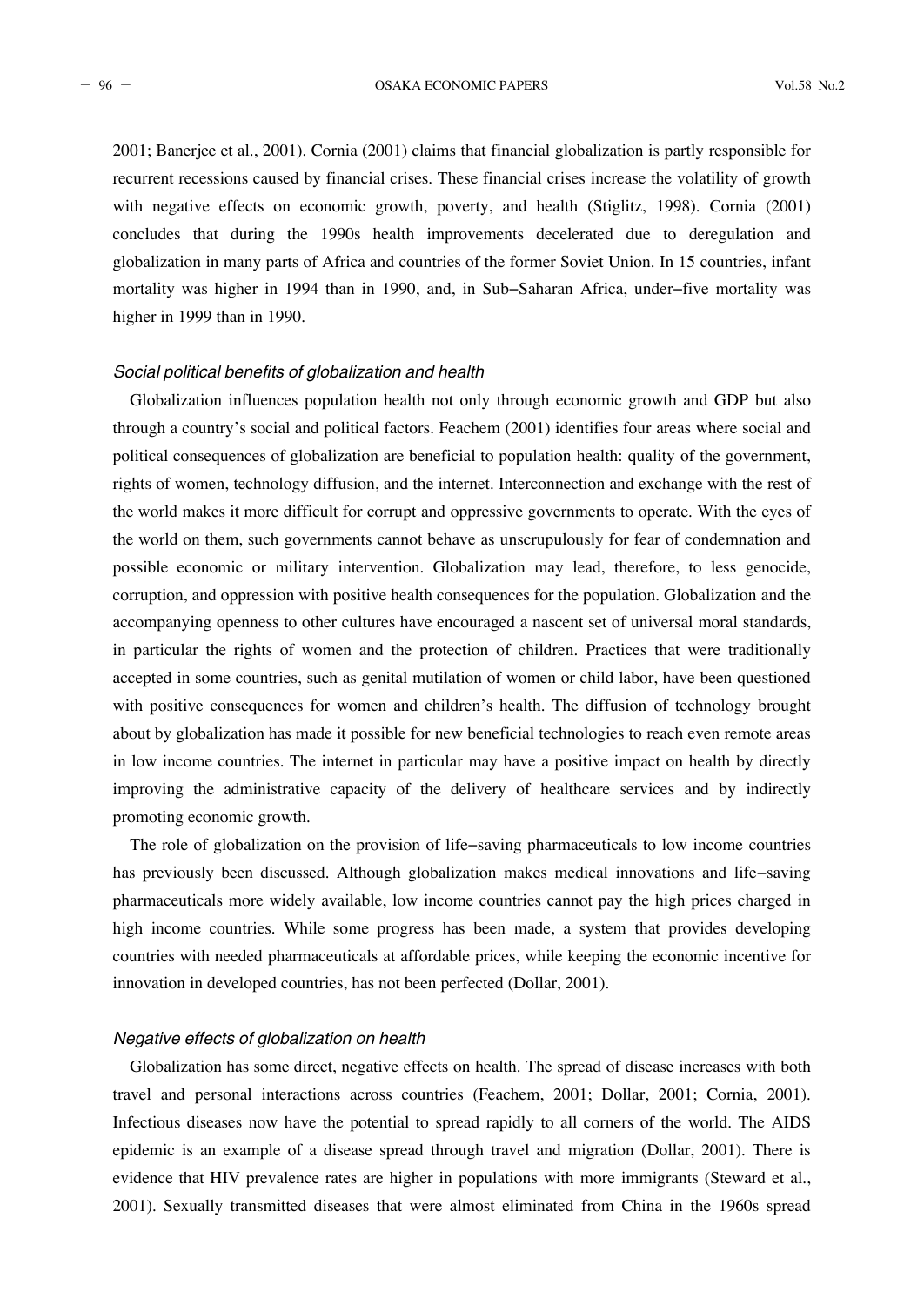2001; Banerjee et al., 2001). Cornia (2001) claims that financial globalization is partly responsible for recurrent recessions caused by financial crises. These financial crises increase the volatility of growth with negative effects on economic growth, poverty, and health (Stiglitz, 1998). Cornia (2001) concludes that during the 1990s health improvements decelerated due to deregulation and globalization in many parts of Africa and countries of the former Soviet Union. In 15 countries, infant mortality was higher in 1994 than in 1990, and, in Sub–Saharan Africa, under–five mortality was higher in 1999 than in 1990.

### *Social political benefits of globalization and health*

Globalization influences population health not only through economic growth and GDP but also through a country's social and political factors. Feachem (2001) identifies four areas where social and political consequences of globalization are beneficial to population health: quality of the government, rights of women, technology diffusion, and the internet. Interconnection and exchange with the rest of the world makes it more difficult for corrupt and oppressive governments to operate. With the eyes of the world on them, such governments cannot behave as unscrupulously for fear of condemnation and possible economic or military intervention. Globalization may lead, therefore, to less genocide, corruption, and oppression with positive health consequences for the population. Globalization and the accompanying openness to other cultures have encouraged a nascent set of universal moral standards, in particular the rights of women and the protection of children. Practices that were traditionally accepted in some countries, such as genital mutilation of women or child labor, have been questioned with positive consequences for women and children's health. The diffusion of technology brought about by globalization has made it possible for new beneficial technologies to reach even remote areas in low income countries. The internet in particular may have a positive impact on health by directly improving the administrative capacity of the delivery of healthcare services and by indirectly promoting economic growth.

The role of globalization on the provision of life–saving pharmaceuticals to low income countries has previously been discussed. Although globalization makes medical innovations and life–saving pharmaceuticals more widely available, low income countries cannot pay the high prices charged in high income countries. While some progress has been made, a system that provides developing countries with needed pharmaceuticals at affordable prices, while keeping the economic incentive for innovation in developed countries, has not been perfected (Dollar, 2001).

### *Negative effects of globalization on health*

Globalization has some direct, negative effects on health. The spread of disease increases with both travel and personal interactions across countries (Feachem, 2001; Dollar, 2001; Cornia, 2001). Infectious diseases now have the potential to spread rapidly to all corners of the world. The AIDS epidemic is an example of a disease spread through travel and migration (Dollar, 2001). There is evidence that HIV prevalence rates are higher in populations with more immigrants (Steward et al., 2001). Sexually transmitted diseases that were almost eliminated from China in the 1960s spread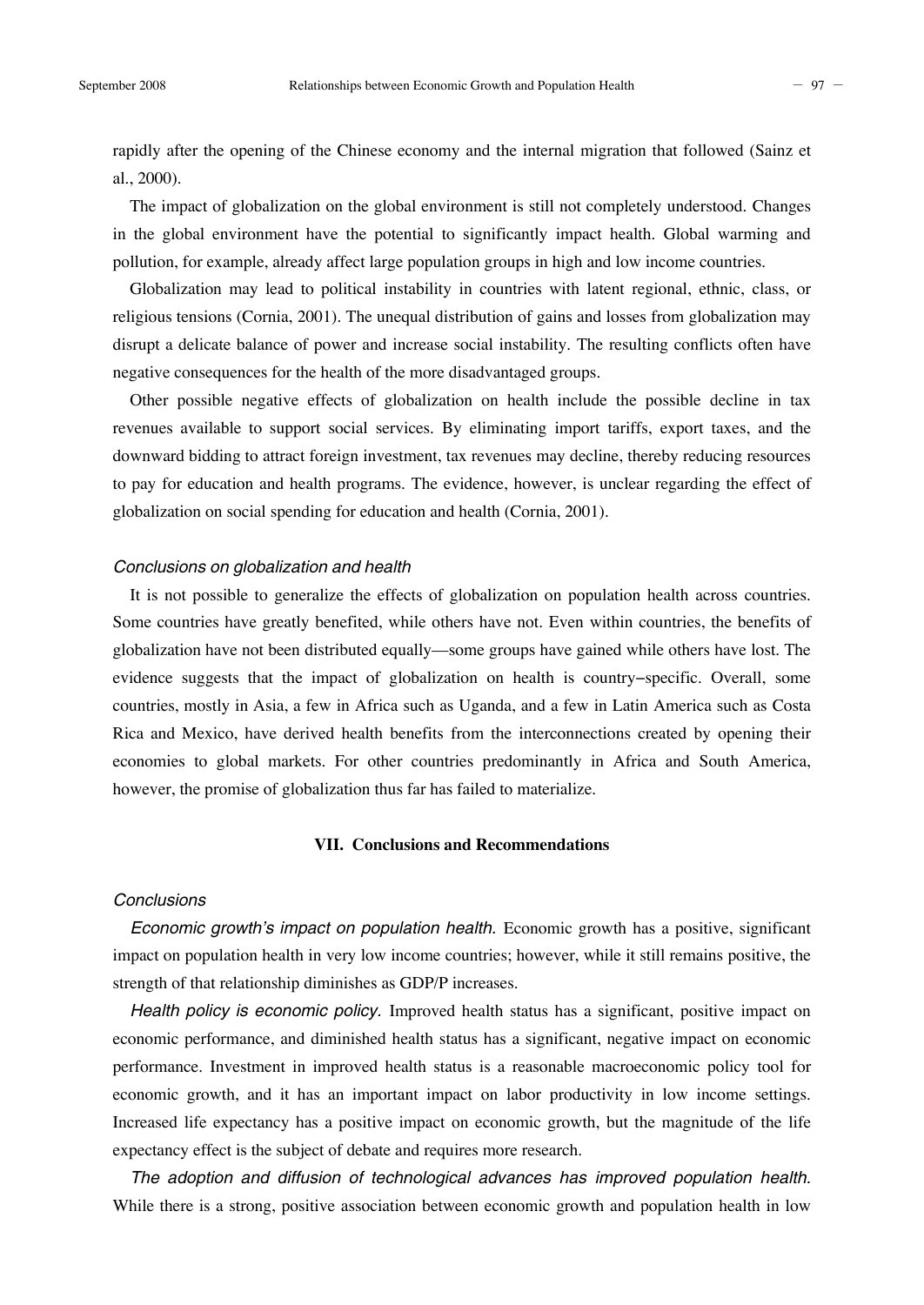rapidly after the opening of the Chinese economy and the internal migration that followed (Sainz et al., 2000).

The impact of globalization on the global environment is still not completely understood. Changes in the global environment have the potential to significantly impact health. Global warming and pollution, for example, already affect large population groups in high and low income countries.

Globalization may lead to political instability in countries with latent regional, ethnic, class, or religious tensions (Cornia, 2001). The unequal distribution of gains and losses from globalization may disrupt a delicate balance of power and increase social instability. The resulting conflicts often have negative consequences for the health of the more disadvantaged groups.

Other possible negative effects of globalization on health include the possible decline in tax revenues available to support social services. By eliminating import tariffs, export taxes, and the downward bidding to attract foreign investment, tax revenues may decline, thereby reducing resources to pay for education and health programs. The evidence, however, is unclear regarding the effect of globalization on social spending for education and health (Cornia, 2001).

### *Conclusions on globalization and health*

It is not possible to generalize the effects of globalization on population health across countries. Some countries have greatly benefited, while others have not. Even within countries, the benefits of globalization have not been distributed equally—some groups have gained while others have lost. The evidence suggests that the impact of globalization on health is country–specific. Overall, some countries, mostly in Asia, a few in Africa such as Uganda, and a few in Latin America such as Costa Rica and Mexico, have derived health benefits from the interconnections created by opening their economies to global markets. For other countries predominantly in Africa and South America, however, the promise of globalization thus far has failed to materialize.

## VII. Conclusions and Recommendations

### *Conclusions*

*Economic growth's impact on population health.* Economic growth has a positive, significant impact on population health in very low income countries; however, while it still remains positive, the strength of that relationship diminishes as GDP/P increases.

*Health policy is economic policy.* Improved health status has a significant, positive impact on economic performance, and diminished health status has a significant, negative impact on economic performance. Investment in improved health status is a reasonable macroeconomic policy tool for economic growth, and it has an important impact on labor productivity in low income settings. Increased life expectancy has a positive impact on economic growth, but the magnitude of the life expectancy effect is the subject of debate and requires more research.

*The adoption and diffusion of technological advances has improved population health.* While there is a strong, positive association between economic growth and population health in low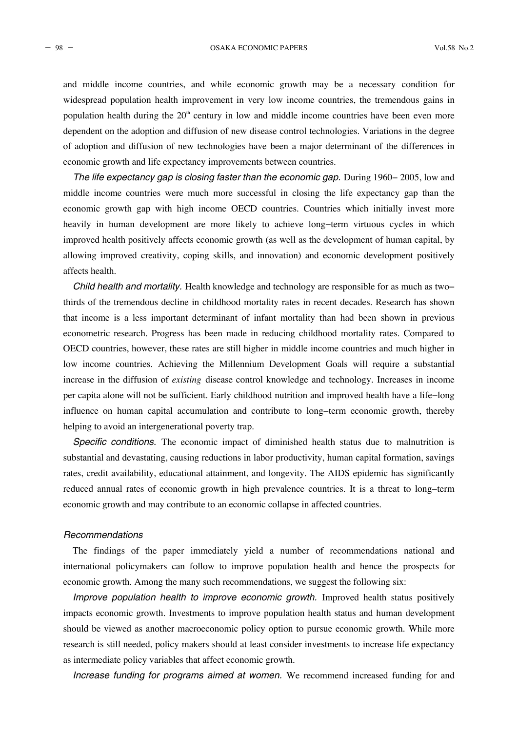and middle income countries, and while economic growth may be a necessary condition for widespread population health improvement in very low income countries, the tremendous gains in population health during the 20th century in low and middle income countries have been even more dependent on the adoption and diffusion of new disease control technologies. Variations in the degree of adoption and diffusion of new technologies have been a major determinant of the differences in economic growth and life expectancy improvements between countries.

*The life expectancy gap is closing faster than the economic gap.* During 1960– 2005, low and middle income countries were much more successful in closing the life expectancy gap than the economic growth gap with high income OECD countries. Countries which initially invest more heavily in human development are more likely to achieve long–term virtuous cycles in which improved health positively affects economic growth (as well as the development of human capital, by allowing improved creativity, coping skills, and innovation) and economic development positively affects health.

*Child health and mortality.* Health knowledge and technology are responsible for as much as two–thirds of the tremendous decline in childhood mortality rates in recent decades. Research has shown that income is a less important determinant of infant mortality than had been shown in previous econometric research. Progress has been made in reducing childhood mortality rates. Compared to OECD countries, however, these rates are still higher in middle income countries and much higher in low income countries. Achieving the Millennium Development Goals will require a substantial increase in the diffusion of *existing* disease control knowledge and technology. Increases in income per capita alone will not be sufficient. Early childhood nutrition and improved health have a life–long influence on human capital accumulation and contribute to long–term economic growth, thereby helping to avoid an intergenerational poverty trap.

*Specific conditions.* The economic impact of diminished health status due to malnutrition is substantial and devastating, causing reductions in labor productivity, human capital formation, savings rates, credit availability, educational attainment, and longevity. The AIDS epidemic has significantly reduced annual rates of economic growth in high prevalence countries. It is a threat to long–term economic growth and may contribute to an economic collapse in affected countries.

*Recommendations*

The findings of the paper immediately yield a number of recommendations national and international policymakers can follow to improve population health and hence the prospects for economic growth. Among the many such recommendations, we suggest the following six:

*Improve population health to improve economic growth.* Improved health status positively impacts economic growth. Investments to improve population health status and human development should be viewed as another macroeconomic policy option to pursue economic growth. While more research is still needed, policy makers should at least consider investments to increase life expectancy as intermediate policy variables that affect economic growth.

*Increase funding for programs aimed at women.* We recommend increased funding for and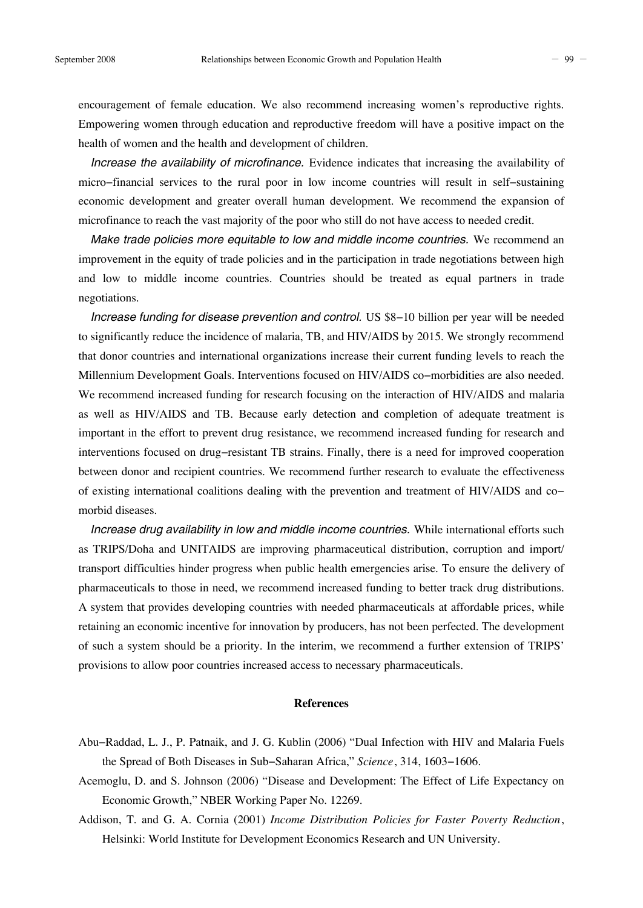encouragement of female education. We also recommend increasing women's reproductive rights. Empowering women through education and reproductive freedom will have a positive impact on the health of women and the health and development of children.

*Increase the availability of microfinance.* Evidence indicates that increasing the availability of micro–financial services to the rural poor in low income countries will result in self–sustaining economic development and greater overall human development. We recommend the expansion of microfinance to reach the vast majority of the poor who still do not have access to needed credit.

*Make trade policies more equitable to low and middle income countries.* We recommend an improvement in the equity of trade policies and in the participation in trade negotiations between high and low to middle income countries. Countries should be treated as equal partners in trade negotiations.

*Increase funding for disease prevention and control.* US $8–10 billion per year will be needed to significantly reduce the incidence of malaria, TB, and HIV/AIDS by 2015. We strongly recommend that donor countries and international organizations increase their current funding levels to reach the Millennium Development Goals. Interventions focused on HIV/AIDS co–morbidities are also needed. We recommend increased funding for research focusing on the interaction of HIV/AIDS and malaria as well as HIV/AIDS and TB. Because early detection and completion of adequate treatment is important in the effort to prevent drug resistance, we recommend increased funding for research and interventions focused on drug–resistant TB strains. Finally, there is a need for improved cooperation between donor and recipient countries. We recommend further research to evaluate the effectiveness of existing international coalitions dealing with the prevention and treatment of HIV/AIDS and co–morbid diseases.

*Increase drug availability in low and middle income countries.* While international efforts such as TRIPS/Doha and UNITAIDS are improving pharmaceutical distribution, corruption and import/transport difficulties hinder progress when public health emergencies arise. To ensure the delivery of pharmaceuticals to those in need, we recommend increased funding to better track drug distributions. A system that provides developing countries with needed pharmaceuticals at affordable prices, while retaining an economic incentive for innovation by producers, has not been perfected. The development of such a system should be a priority. In the interim, we recommend a further extension of TRIPS' provisions to allow poor countries increased access to necessary pharmaceuticals.

## References

Abu–Raddad, L. J., P. Patnaik, and J. G. Kublin (2006) "Dual Infection with HIV and Malaria Fuels the Spread of Both Diseases in Sub–Saharan Africa," *Science*, 314, 1603–1606.

Acemoglu, D. and S. Johnson (2006) "Disease and Development: The Effect of Life Expectancy on Economic Growth," NBER Working Paper No. 12269.

Addison, T. and G. A. Cornia (2001) *Income Distribution Policies for Faster Poverty Reduction*, Helsinki: World Institute for Development Economics Research and UN University.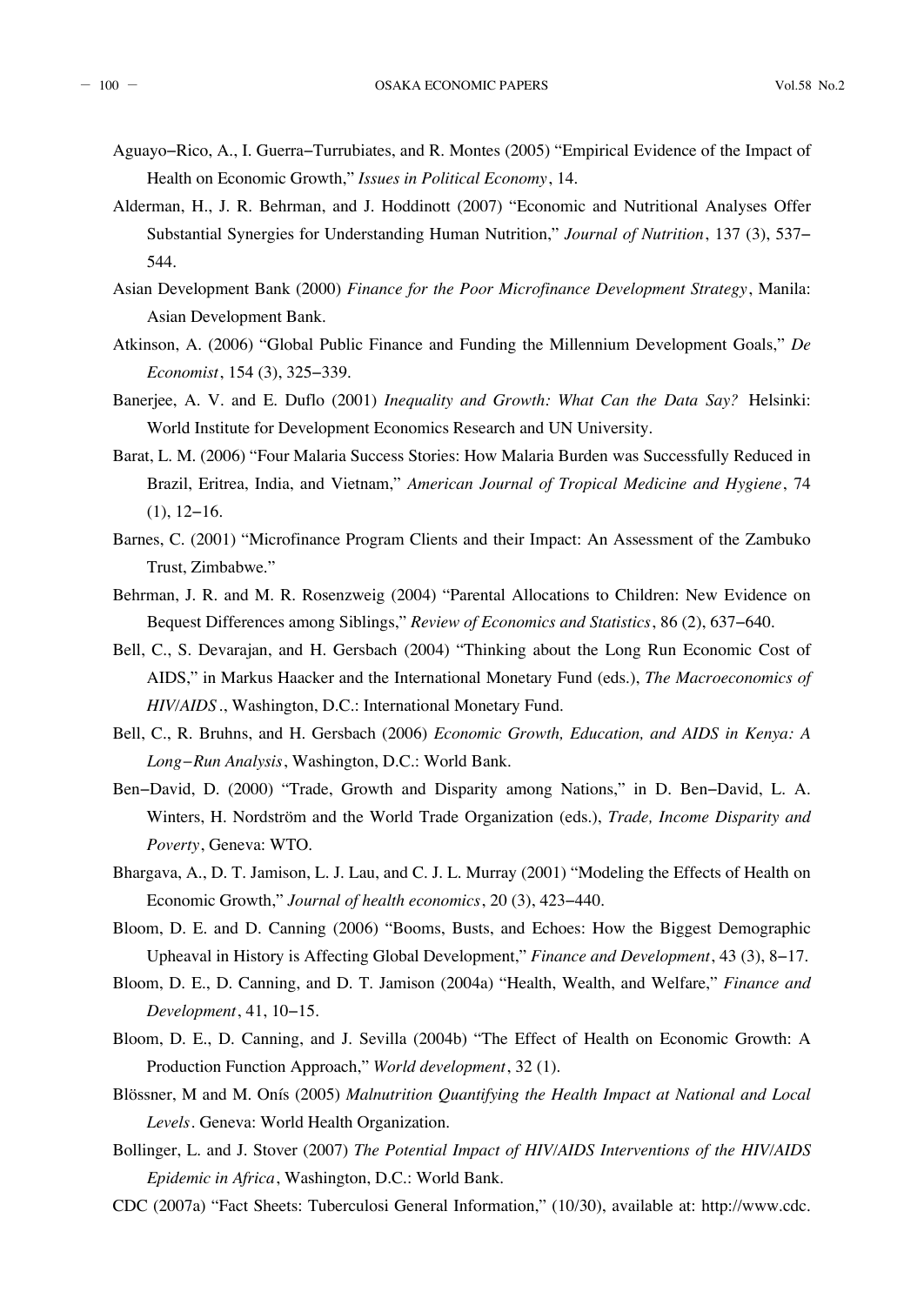Aguayo–Rico, A., I. Guerra–Turrubiates, and R. Montes (2005) "Empirical Evidence of the Impact of Health on Economic Growth," *Issues in Political Economy*, 14.

Alderman, H., J. R. Behrman, and J. Hoddinott (2007) "Economic and Nutritional Analyses Offer Substantial Synergies for Understanding Human Nutrition," *Journal of Nutrition*, 137 (3), 537–544.

Asian Development Bank (2000) *Finance for the Poor Microfinance Development Strategy*, Manila: Asian Development Bank.

Atkinson, A. (2006) "Global Public Finance and Funding the Millennium Development Goals," *De Economist*, 154 (3), 325–339.

Banerjee, A. V. and E. Duflo (2001) *Inequality and Growth: What Can the Data Say?* Helsinki: World Institute for Development Economics Research and UN University.

Barat, L. M. (2006) "Four Malaria Success Stories: How Malaria Burden was Successfully Reduced in Brazil, Eritrea, India, and Vietnam," *American Journal of Tropical Medicine and Hygiene*, 74 (1), 12–16.

Barnes, C. (2001) "Microfinance Program Clients and their Impact: An Assessment of the Zambuko Trust, Zimbabwe."

Behrman, J. R. and M. R. Rosenzweig (2004) "Parental Allocations to Children: New Evidence on Bequest Differences among Siblings," *Review of Economics and Statistics*, 86 (2), 637–640.

Bell, C., S. Devarajan, and H. Gersbach (2004) "Thinking about the Long Run Economic Cost of AIDS," in Markus Haacker and the International Monetary Fund (eds.), *The Macroeconomics of HIV/AIDS*., Washington, D.C.: International Monetary Fund.

Bell, C., R. Bruhns, and H. Gersbach (2006) *Economic Growth, Education, and AIDS in Kenya: A Long–Run Analysis*, Washington, D.C.: World Bank.

Ben–David, D. (2000) "Trade, Growth and Disparity among Nations," in D. Ben–David, L. A. Winters, H. Nordström and the World Trade Organization (eds.), *Trade, Income Disparity and Poverty*, Geneva: WTO.

Bhargava, A., D. T. Jamison, L. J. Lau, and C. J. L. Murray (2001) "Modeling the Effects of Health on Economic Growth," *Journal of health economics*, 20 (3), 423–440.

Bloom, D. E. and D. Canning (2006) "Booms, Busts, and Echoes: How the Biggest Demographic Upheaval in History is Affecting Global Development," *Finance and Development*, 43 (3), 8–17.

Bloom, D. E., D. Canning, and D. T. Jamison (2004a) "Health, Wealth, and Welfare," *Finance and Development*, 41, 10–15.

Bloom, D. E., D. Canning, and J. Sevilla (2004b) "The Effect of Health on Economic Growth: A Production Function Approach," *World development*, 32 (1).

Blössner, M and M. Onís (2005) *Malnutrition Quantifying the Health Impact at National and Local Levels*. Geneva: World Health Organization.

Bollinger, L. and J. Stover (2007) *The Potential Impact of HIV/AIDS Interventions of the HIV/AIDS Epidemic in Africa*, Washington, D.C.: World Bank.

CDC (2007a) "Fact Sheets: Tuberculosi General Information," (10/30), available at: http://www.cdc.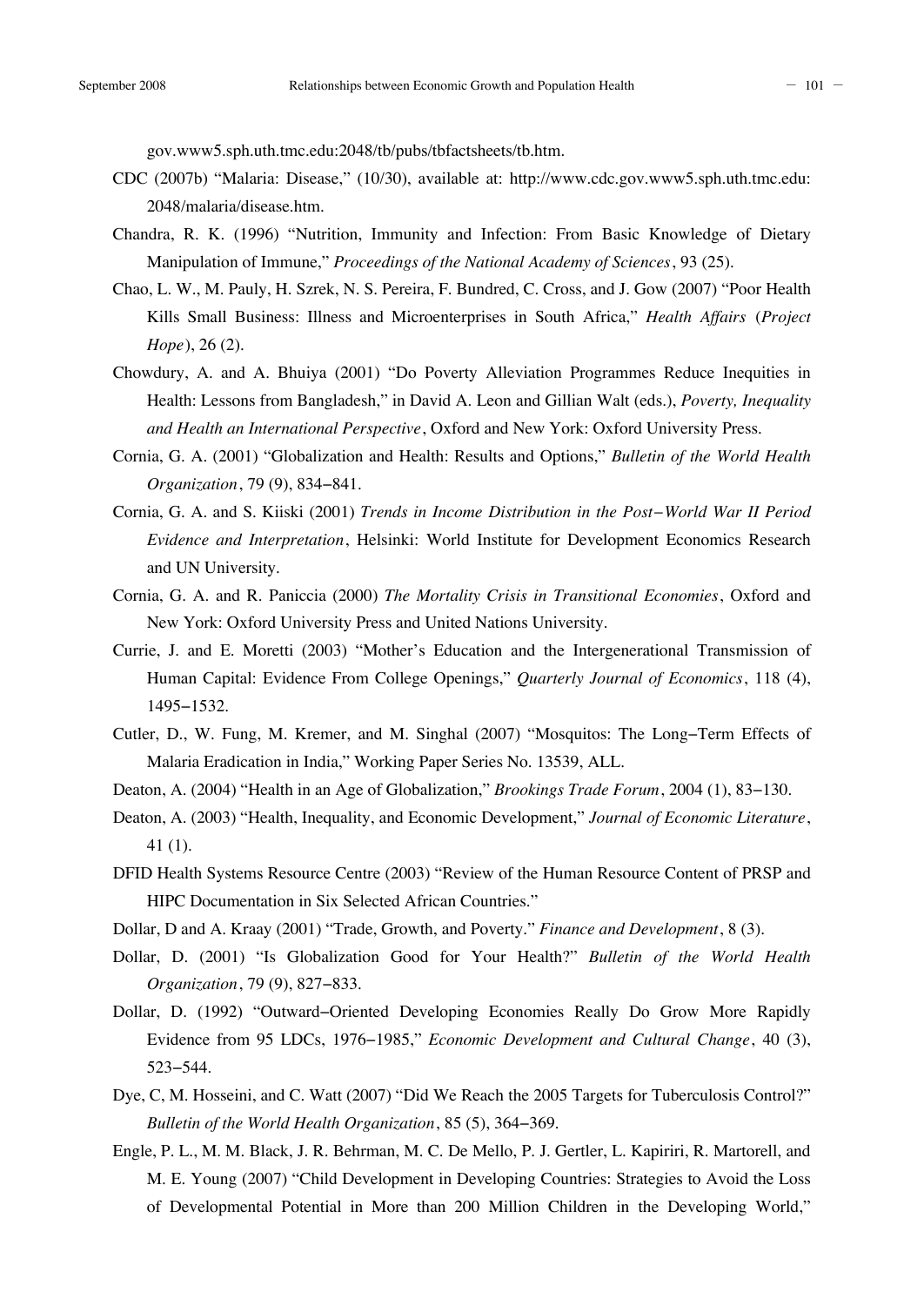gov.www5.sph.uth.tmc.edu:2048/tb/pubs/tbfactsheets/tb.htm.

CDC (2007b) "Malaria: Disease," (10/30), available at: http://www.cdc.gov.www5.sph.uth.tmc.edu:2048/malaria/disease.htm.

Chandra, R. K. (1996) "Nutrition, Immunity and Infection: From Basic Knowledge of Dietary Manipulation of Immune," *Proceedings of the National Academy of Sciences*, 93 (25).

Chao, L. W., M. Pauly, H. Szrek, N. S. Pereira, F. Bundred, C. Cross, and J. Gow (2007) "Poor Health Kills Small Business: Illness and Microenterprises in South Africa," *Health Affairs* (*Project Hope*), 26 (2).

Chowdury, A. and A. Bhuiya (2001) "Do Poverty Alleviation Programmes Reduce Inequities in Health: Lessons from Bangladesh," in David A. Leon and Gillian Walt (eds.), *Poverty, Inequality and Health an International Perspective*, Oxford and New York: Oxford University Press.

Cornia, G. A. (2001) "Globalization and Health: Results and Options," *Bulletin of the World Health Organization*, 79 (9), 834–841.

Cornia, G. A. and S. Kiiski (2001) *Trends in Income Distribution in the Post–World War II Period Evidence and Interpretation*, Helsinki: World Institute for Development Economics Research and UN University.

Cornia, G. A. and R. Paniccia (2000) *The Mortality Crisis in Transitional Economies*, Oxford and New York: Oxford University Press and United Nations University.

Currie, J. and E. Moretti (2003) "Mother's Education and the Intergenerational Transmission of Human Capital: Evidence From College Openings," *Quarterly Journal of Economics*, 118 (4), 1495–1532.

Cutler, D., W. Fung, M. Kremer, and M. Singhal (2007) "Mosquitos: The Long–Term Effects of Malaria Eradication in India," Working Paper Series No. 13539, ALL.

Deaton, A. (2004) "Health in an Age of Globalization," *Brookings Trade Forum*, 2004 (1), 83–130.

Deaton, A. (2003) "Health, Inequality, and Economic Development," *Journal of Economic Literature*, 41 (1).

DFID Health Systems Resource Centre (2003) "Review of the Human Resource Content of PRSP and HIPC Documentation in Six Selected African Countries."

Dollar, D and A. Kraay (2001) "Trade, Growth, and Poverty." *Finance and Development*, 8 (3).

Dollar, D. (2001) "Is Globalization Good for Your Health?" *Bulletin of the World Health Organization*, 79 (9), 827–833.

Dollar, D. (1992) "Outward–Oriented Developing Economies Really Do Grow More Rapidly Evidence from 95 LDCs, 1976–1985," *Economic Development and Cultural Change*, 40 (3), 523–544.

Dye, C, M. Hosseini, and C. Watt (2007) "Did We Reach the 2005 Targets for Tuberculosis Control?" *Bulletin of the World Health Organization*, 85 (5), 364–369.

Engle, P. L., M. M. Black, J. R. Behrman, M. C. De Mello, P. J. Gertler, L. Kapiriri, R. Martorell, and M. E. Young (2007) "Child Development in Developing Countries: Strategies to Avoid the Loss of Developmental Potential in More than 200 Million Children in the Developing World,"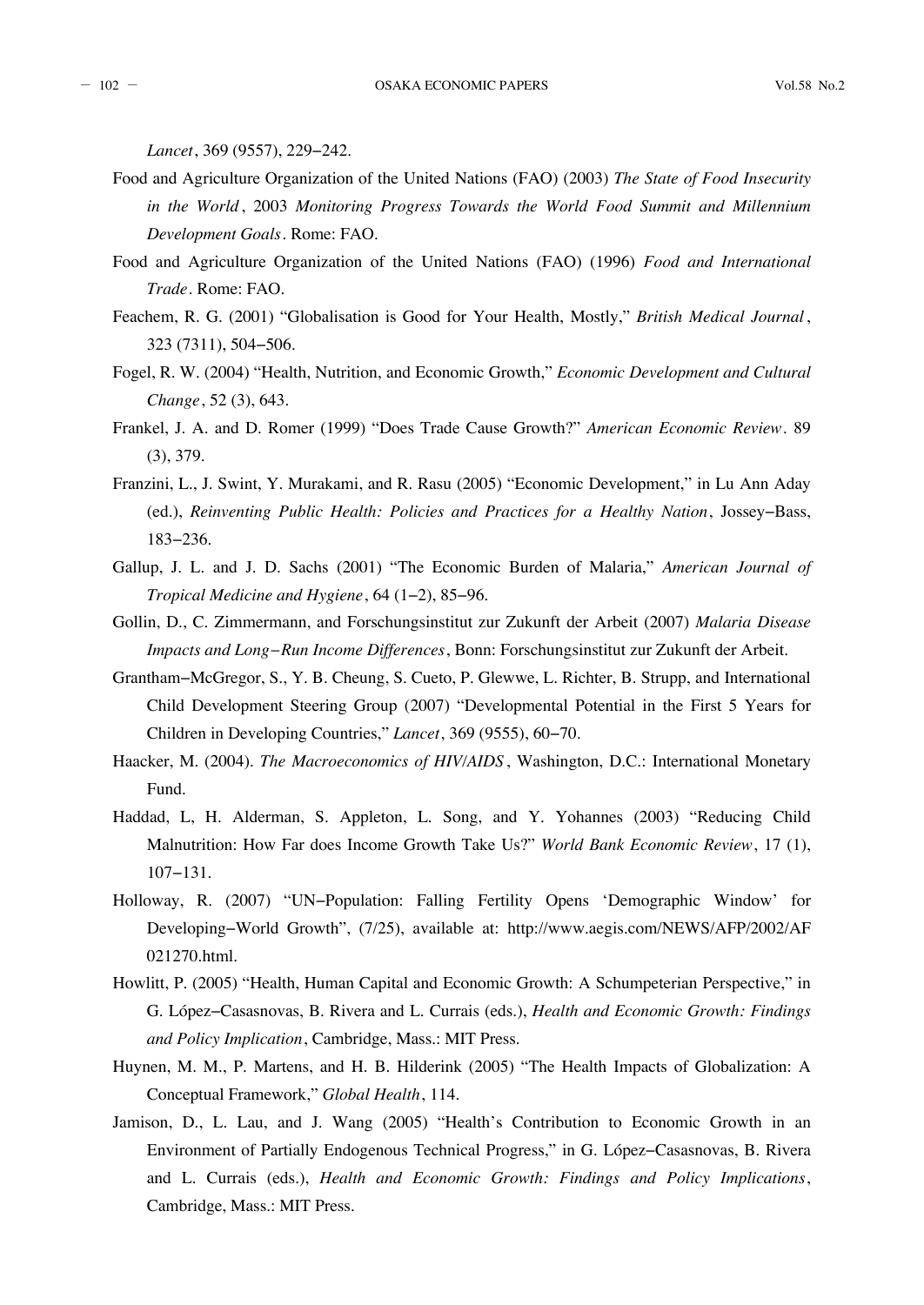*Lancet*, 369 (9557), 229–242.

Food and Agriculture Organization of the United Nations (FAO) (2003) *The State of Food Insecurity in the World*, 2003 *Monitoring Progress Towards the World Food Summit and Millennium Development Goals*. Rome: FAO.

Food and Agriculture Organization of the United Nations (FAO) (1996) *Food and International Trade*. Rome: FAO.

Feachem, R. G. (2001) "Globalisation is Good for Your Health, Mostly," *British Medical Journal*, 323 (7311), 504–506.

Fogel, R. W. (2004) "Health, Nutrition, and Economic Growth," *Economic Development and Cultural Change*, 52 (3), 643.

Frankel, J. A. and D. Romer (1999) "Does Trade Cause Growth?" *American Economic Review*. 89 (3), 379.

Franzini, L., J. Swint, Y. Murakami, and R. Rasu (2005) "Economic Development," in Lu Ann Aday (ed.), *Reinventing Public Health: Policies and Practices for a Healthy Nation*, Jossey–Bass, 183–236.

Gallup, J. L. and J. D. Sachs (2001) "The Economic Burden of Malaria," *American Journal of Tropical Medicine and Hygiene*, 64 (1–2), 85–96.

Gollin, D., C. Zimmermann, and Forschungsinstitut zur Zukunft der Arbeit (2007) *Malaria Disease Impacts and Long–Run Income Differences*, Bonn: Forschungsinstitut zur Zukunft der Arbeit.

Grantham–McGregor, S., Y. B. Cheung, S. Cueto, P. Glewwe, L. Richter, B. Strupp, and International Child Development Steering Group (2007) "Developmental Potential in the First 5 Years for Children in Developing Countries," *Lancet*, 369 (9555), 60–70.

Haacker, M. (2004). *The Macroeconomics of HIV/AIDS*, Washington, D.C.: International Monetary Fund.

Haddad, L, H. Alderman, S. Appleton, L. Song, and Y. Yohannes (2003) "Reducing Child Malnutrition: How Far does Income Growth Take Us?" *World Bank Economic Review*, 17 (1), 107–131.

Holloway, R. (2007) "UN–Population: Falling Fertility Opens 'Demographic Window' for Developing–World Growth", (7/25), available at: http://www.aegis.com/NEWS/AFP/2002/AF021270.html.

Howlitt, P. (2005) "Health, Human Capital and Economic Growth: A Schumpeterian Perspective," in G. López–Casasnovas, B. Rivera and L. Currais (eds.), *Health and Economic Growth: Findings and Policy Implication*, Cambridge, Mass.: MIT Press.

Huynen, M. M., P. Martens, and H. B. Hilderink (2005) "The Health Impacts of Globalization: A Conceptual Framework," *Global Health*, 114.

Jamison, D., L. Lau, and J. Wang (2005) "Health's Contribution to Economic Growth in an Environment of Partially Endogenous Technical Progress," in G. López–Casasnovas, B. Rivera and L. Currais (eds.), *Health and Economic Growth: Findings and Policy Implications*, Cambridge, Mass.: MIT Press.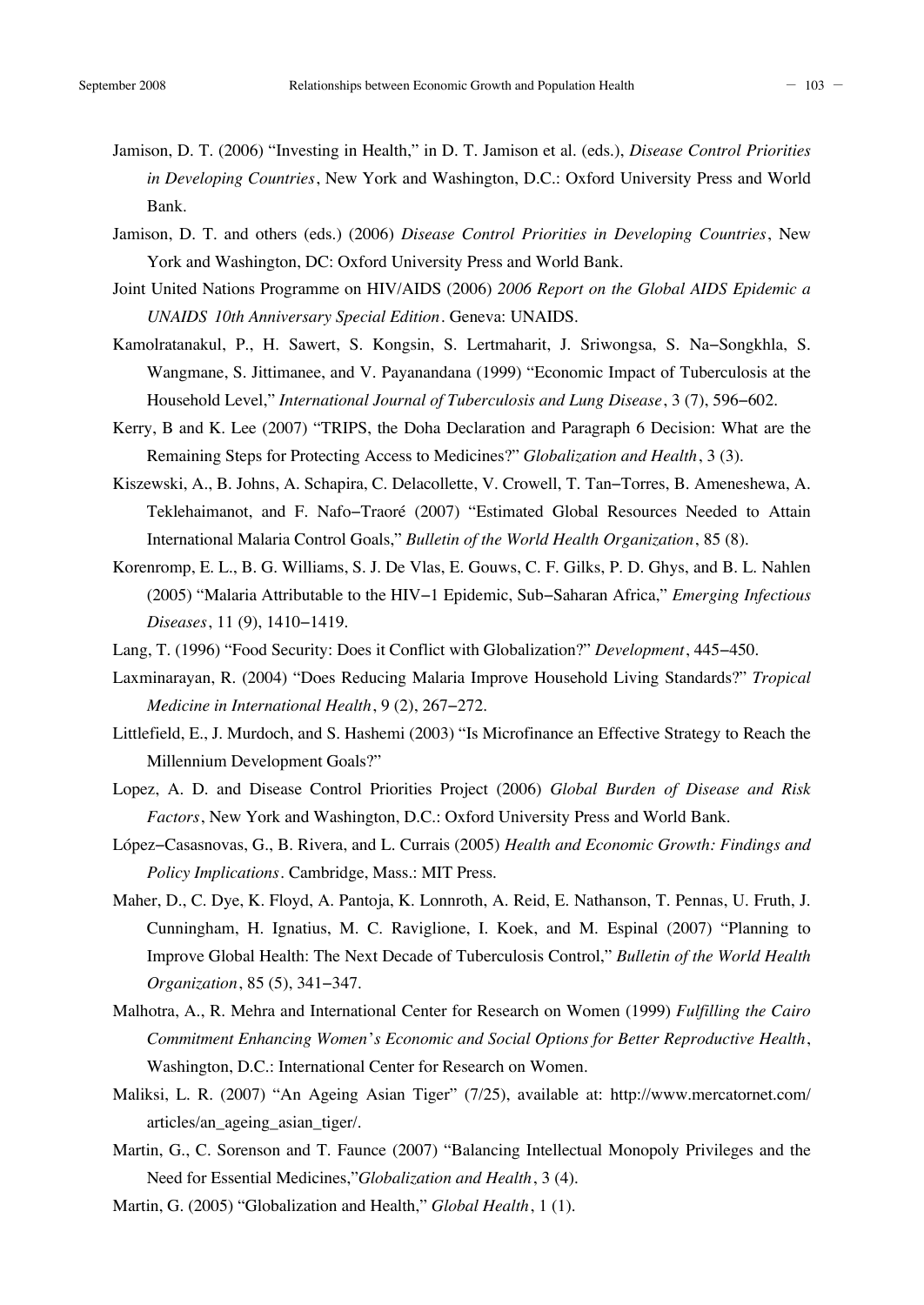Jamison, D. T. (2006) “Investing in Health,” in D. T. Jamison et al. (eds.), *Disease Control Priorities in Developing Countries*, New York and Washington, D.C.: Oxford University Press and World Bank.

Jamison, D. T. and others (eds.) (2006) *Disease Control Priorities in Developing Countries*, New York and Washington, DC: Oxford University Press and World Bank.

Joint United Nations Programme on HIV/AIDS (2006) *2006 Report on the Global AIDS Epidemic a UNAIDS 10th Anniversary Special Edition*. Geneva: UNAIDS.

Kamolratanakul, P., H. Sawert, S. Kongsin, S. Lertmaharit, J. Sriwongsa, S. Na–Songkhla, S. Wangmane, S. Jittimanee, and V. Payanandana (1999) “Economic Impact of Tuberculosis at the Household Level,” *International Journal of Tuberculosis and Lung Disease*, 3 (7), 596–602.

Kerry, B and K. Lee (2007) “TRIPS, the Doha Declaration and Paragraph 6 Decision: What are the Remaining Steps for Protecting Access to Medicines?” *Globalization and Health*, 3 (3).

Kiszewski, A., B. Johns, A. Schapira, C. Delacollette, V. Crowell, T. Tan–Torres, B. Ameneshewa, A. Teklehaimanot, and F. Nafo–Traoré (2007) “Estimated Global Resources Needed to Attain International Malaria Control Goals,” *Bulletin of the World Health Organization*, 85 (8).

Korenromp, E. L., B. G. Williams, S. J. De Vlas, E. Gouws, C. F. Gilks, P. D. Ghys, and B. L. Nahlen (2005) “Malaria Attributable to the HIV–1 Epidemic, Sub–Saharan Africa,” *Emerging Infectious Diseases*, 11 (9), 1410–1419.

Lang, T. (1996) “Food Security: Does it Conflict with Globalization?” *Development*, 445–450.

Laxminarayan, R. (2004) “Does Reducing Malaria Improve Household Living Standards?” *Tropical Medicine in International Health*, 9 (2), 267–272.

Littlefield, E., J. Murdoch, and S. Hashemi (2003) “Is Microfinance an Effective Strategy to Reach the Millennium Development Goals?”

Lopez, A. D. and Disease Control Priorities Project (2006) *Global Burden of Disease and Risk Factors*, New York and Washington, D.C.: Oxford University Press and World Bank.

López–Casasnovas, G., B. Rivera, and L. Currais (2005) *Health and Economic Growth: Findings and Policy Implications*. Cambridge, Mass.: MIT Press.

Maher, D., C. Dye, K. Floyd, A. Pantoja, K. Lonnroth, A. Reid, E. Nathanson, T. Pennas, U. Fruth, J. Cunningham, H. Ignatius, M. C. Raviglione, I. Koek, and M. Espinal (2007) “Planning to Improve Global Health: The Next Decade of Tuberculosis Control,” *Bulletin of the World Health Organization*, 85 (5), 341–347.

Malhotra, A., R. Mehra and International Center for Research on Women (1999) *Fulfilling the Cairo Commitment Enhancing Women's Economic and Social Options for Better Reproductive Health*, Washington, D.C.: International Center for Research on Women.

Maliksi, L. R. (2007) “An Ageing Asian Tiger” (7/25), available at: http://www.mercatornet.com/articles/an_ageing_asian_tiger/.

Martin, G., C. Sorenson and T. Faunce (2007) “Balancing Intellectual Monopoly Privileges and the Need for Essential Medicines,”*Globalization and Health*, 3 (4).

Martin, G. (2005) “Globalization and Health,” *Global Health*, 1 (1).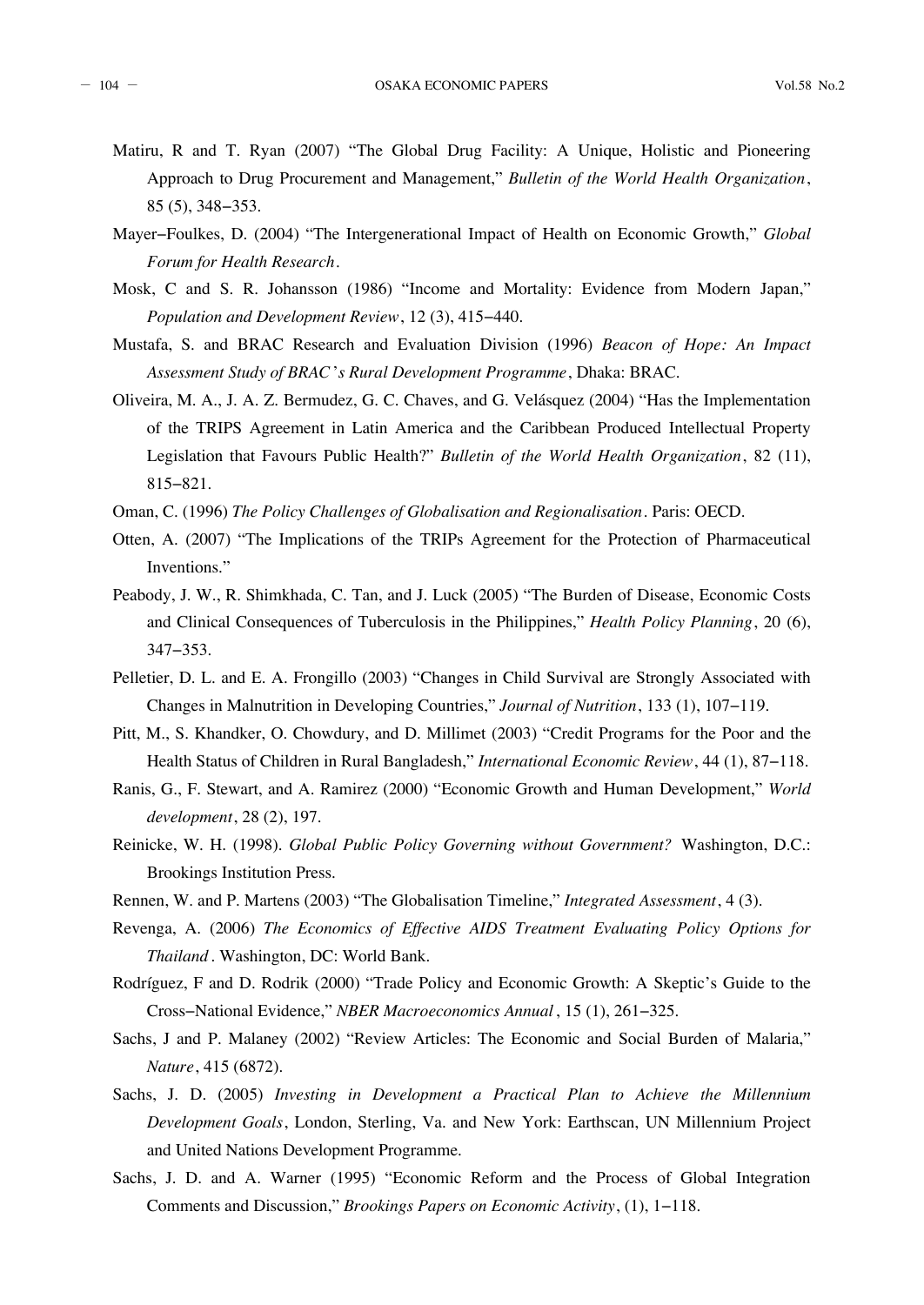Matiru, R and T. Ryan (2007) "The Global Drug Facility: A Unique, Holistic and Pioneering Approach to Drug Procurement and Management," *Bulletin of the World Health Organization*, 85 (5), 348–353.

Mayer–Foulkes, D. (2004) "The Intergenerational Impact of Health on Economic Growth," *Global Forum for Health Research*.

Mosk, C and S. R. Johansson (1986) "Income and Mortality: Evidence from Modern Japan," *Population and Development Review*, 12 (3), 415–440.

Mustafa, S. and BRAC Research and Evaluation Division (1996) *Beacon of Hope: An Impact Assessment Study of BRAC's Rural Development Programme*, Dhaka: BRAC.

Oliveira, M. A., J. A. Z. Bermudez, G. C. Chaves, and G. Velásquez (2004) "Has the Implementation of the TRIPS Agreement in Latin America and the Caribbean Produced Intellectual Property Legislation that Favours Public Health?" *Bulletin of the World Health Organization*, 82 (11), 815–821.

Oman, C. (1996) *The Policy Challenges of Globalisation and Regionalisation*. Paris: OECD.

Otten, A. (2007) "The Implications of the TRIPs Agreement for the Protection of Pharmaceutical Inventions."

Peabody, J. W., R. Shimkhada, C. Tan, and J. Luck (2005) "The Burden of Disease, Economic Costs and Clinical Consequences of Tuberculosis in the Philippines," *Health Policy Planning*, 20 (6), 347–353.

Pelletier, D. L. and E. A. Frongillo (2003) "Changes in Child Survival are Strongly Associated with Changes in Malnutrition in Developing Countries," *Journal of Nutrition*, 133 (1), 107–119.

Pitt, M., S. Khandker, O. Chowdury, and D. Millimet (2003) "Credit Programs for the Poor and the Health Status of Children in Rural Bangladesh," *International Economic Review*, 44 (1), 87–118.

Ranis, G., F. Stewart, and A. Ramirez (2000) "Economic Growth and Human Development," *World development*, 28 (2), 197.

Reinicke, W. H. (1998). *Global Public Policy Governing without Government?* Washington, D.C.: Brookings Institution Press.

Rennen, W. and P. Martens (2003) "The Globalisation Timeline," *Integrated Assessment*, 4 (3).

Revenga, A. (2006) *The Economics of Effective AIDS Treatment Evaluating Policy Options for Thailand*. Washington, DC: World Bank.

Rodríguez, F and D. Rodrik (2000) "Trade Policy and Economic Growth: A Skeptic's Guide to the Cross–National Evidence," *NBER Macroeconomics Annual*, 15 (1), 261–325.

Sachs, J and P. Malaney (2002) "Review Articles: The Economic and Social Burden of Malaria," *Nature*, 415 (6872).

Sachs, J. D. (2005) *Investing in Development a Practical Plan to Achieve the Millennium Development Goals*, London, Sterling, Va. and New York: Earthscan, UN Millennium Project and United Nations Development Programme.

Sachs, J. D. and A. Warner (1995) "Economic Reform and the Process of Global Integration Comments and Discussion," *Brookings Papers on Economic Activity*, (1), 1–118.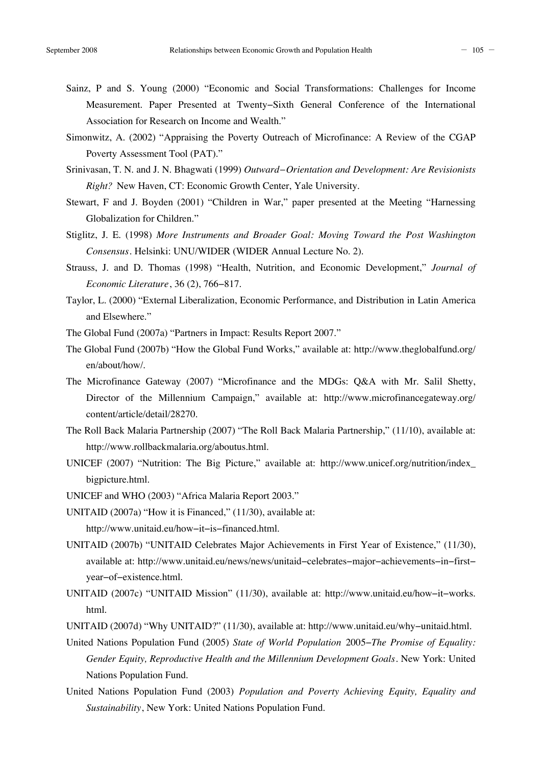Sainz, P and S. Young (2000) "Economic and Social Transformations: Challenges for Income Measurement. Paper Presented at Twenty-Sixth General Conference of the International Association for Research on Income and Wealth."

Simonwitz, A. (2002) "Appraising the Poverty Outreach of Microfinance: A Review of the CGAP Poverty Assessment Tool (PAT)."

Srinivasan, T. N. and J. N. Bhagwati (1999) *Outward-Orientation and Development: Are Revisionists Right?* New Haven, CT: Economic Growth Center, Yale University.

Stewart, F and J. Boyden (2001) "Children in War," paper presented at the Meeting "Harnessing Globalization for Children."

Stiglitz, J. E. (1998) *More Instruments and Broader Goal: Moving Toward the Post Washington Consensus*. Helsinki: UNU/WIDER (WIDER Annual Lecture No. 2).

Strauss, J. and D. Thomas (1998) "Health, Nutrition, and Economic Development," *Journal of Economic Literature*, 36 (2), 766-817.

Taylor, L. (2000) "External Liberalization, Economic Performance, and Distribution in Latin America and Elsewhere."

The Global Fund (2007a) "Partners in Impact: Results Report 2007."

The Global Fund (2007b) "How the Global Fund Works," available at: http://www.theglobalfund.org/en/about/how/.

The Microfinance Gateway (2007) "Microfinance and the MDGs: Q&A with Mr. Salil Shetty, Director of the Millennium Campaign," available at: http://www.microfinancegateway.org/content/article/detail/28270.

The Roll Back Malaria Partnership (2007) "The Roll Back Malaria Partnership," (11/10), available at: http://www.rollbackmalaria.org/aboutus.html.

UNICEF (2007) "Nutrition: The Big Picture," available at: http://www.unicef.org/nutrition/index_bigpicture.html.

UNICEF and WHO (2003) "Africa Malaria Report 2003."

UNITAID (2007a) "How it is Financed," (11/30), available at: http://www.unitaid.eu/how-it-is-financed.html.

UNITAID (2007b) "UNITAID Celebrates Major Achievements in First Year of Existence," (11/30), available at: http://www.unitaid.eu/news/news/unitaid-celebrates-major-achievements-in-first-year-of-existence.html.

UNITAID (2007c) "UNITAID Mission" (11/30), available at: http://www.unitaid.eu/how-it-works.html.

UNITAID (2007d) "Why UNITAID?" (11/30), available at: http://www.unitaid.eu/why-unitaid.html.

United Nations Population Fund (2005) *State of World Population* 2005-*The Promise of Equality: Gender Equity, Reproductive Health and the Millennium Development Goals*. New York: United Nations Population Fund.

United Nations Population Fund (2003) *Population and Poverty Achieving Equity, Equality and Sustainability*, New York: United Nations Population Fund.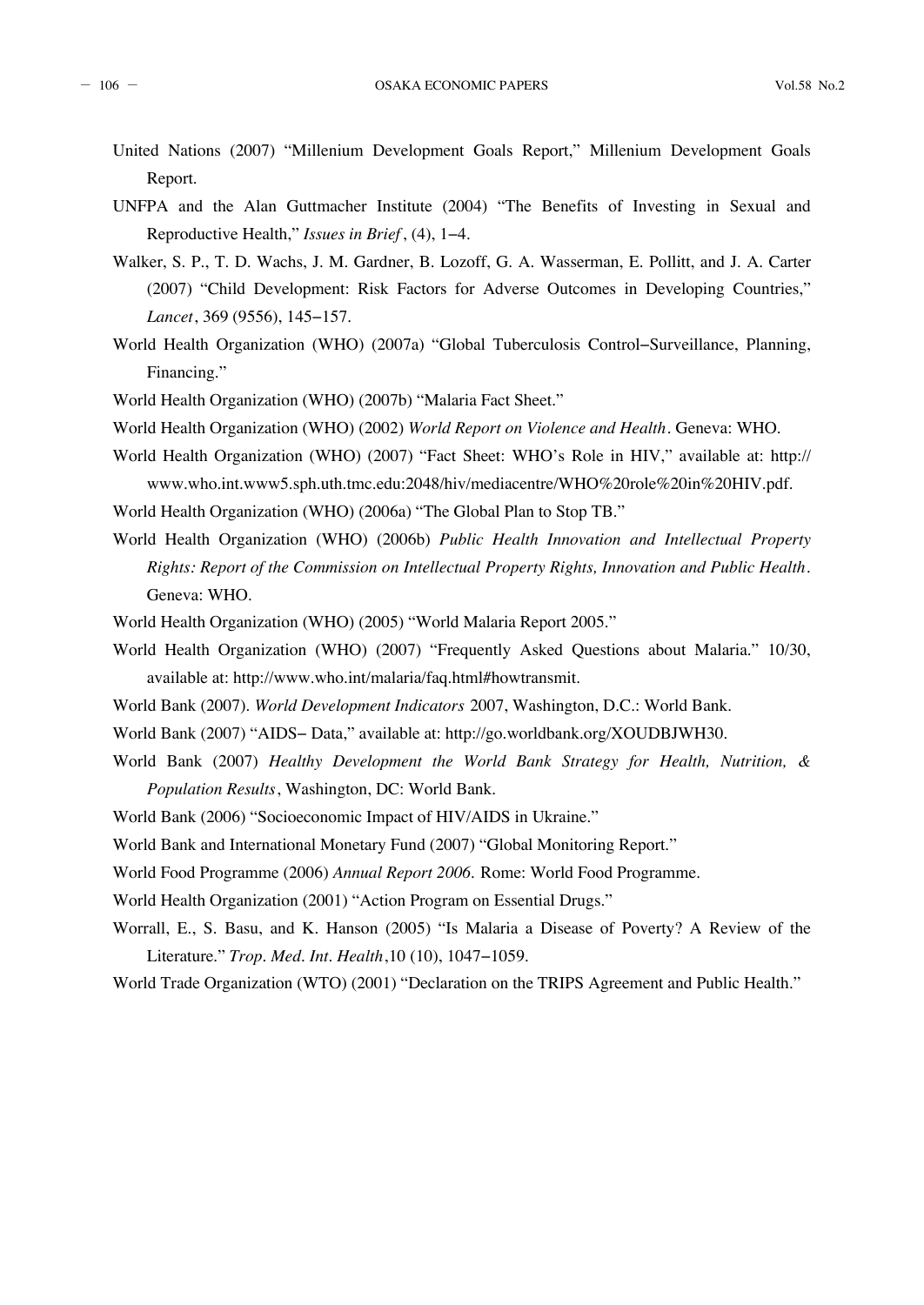United Nations (2007) "Millenium Development Goals Report," Millenium Development Goals Report.

UNFPA and the Alan Guttmacher Institute (2004) "The Benefits of Investing in Sexual and Reproductive Health," *Issues in Brief*, (4), 1–4.

Walker, S. P., T. D. Wachs, J. M. Gardner, B. Lozoff, G. A. Wasserman, E. Pollitt, and J. A. Carter (2007) "Child Development: Risk Factors for Adverse Outcomes in Developing Countries," *Lancet*, 369 (9556), 145–157.

World Health Organization (WHO) (2007a) "Global Tuberculosis Control–Surveillance, Planning, Financing."

World Health Organization (WHO) (2007b) "Malaria Fact Sheet."

World Health Organization (WHO) (2002) *World Report on Violence and Health*. Geneva: WHO.

World Health Organization (WHO) (2007) "Fact Sheet: WHO's Role in HIV," available at: http://www.who.int.www5.sph.uth.tmc.edu:2048/hiv/mediacentre/WHO%20role%20in%20HIV.pdf.

World Health Organization (WHO) (2006a) "The Global Plan to Stop TB."

World Health Organization (WHO) (2006b) *Public Health Innovation and Intellectual Property Rights: Report of the Commission on Intellectual Property Rights, Innovation and Public Health*. Geneva: WHO.

World Health Organization (WHO) (2005) "World Malaria Report 2005."

World Health Organization (WHO) (2007) "Frequently Asked Questions about Malaria." 10/30, available at: http://www.who.int/malaria/faq.html#howtransmit.

World Bank (2007). *World Development Indicators* 2007, Washington, D.C.: World Bank.

World Bank (2007) "AIDS– Data," available at: http://go.worldbank.org/XOUDBJWH30.

World Bank (2007) *Healthy Development the World Bank Strategy for Health, Nutrition, & Population Results*, Washington, DC: World Bank.

World Bank (2006) "Socioeconomic Impact of HIV/AIDS in Ukraine."

World Bank and International Monetary Fund (2007) "Global Monitoring Report."

World Food Programme (2006) *Annual Report 2006*. Rome: World Food Programme.

World Health Organization (2001) "Action Program on Essential Drugs."

Worrall, E., S. Basu, and K. Hanson (2005) "Is Malaria a Disease of Poverty? A Review of the Literature." *Trop. Med. Int. Health*,10 (10), 1047–1059.

World Trade Organization (WTO) (2001) "Declaration on the TRIPS Agreement and Public Health."